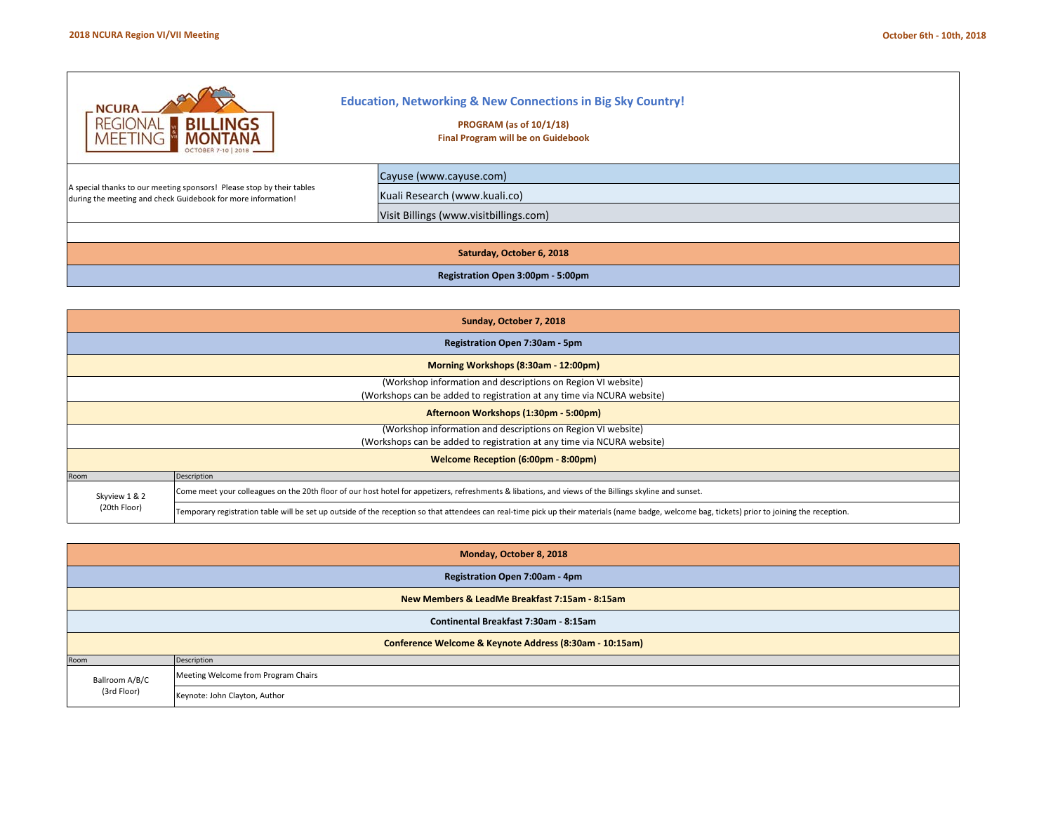# Education, Networking & New Connections in Big Sky Country!

**PROGRAM (as of 10/1/18)**
**Final Program will be on Guidebook**

NCURA REGIONAL MEETING BILLINGS MONTANA OCTOBER 7-10 | 2018

A special thanks to our meeting sponsors! Please stop by their tables during the meeting and check Guidebook for more information!

- Cayuse (www.cayuse.com)
- Kuali Research (www.kuali.co)
- Visit Billings (www.visitbillings.com)

## Saturday, October 6, 2018

**Registration Open 3:00pm - 5:00pm**

## Sunday, October 7, 2018

**Registration Open 7:30am - 5pm**

**Morning Workshops (8:30am - 12:00pm)**

(Workshop information and descriptions on Region VI website)
(Workshops can be added to registration at any time via NCURA website)

**Afternoon Workshops (1:30pm - 5:00pm)**

(Workshop information and descriptions on Region VI website)
(Workshops can be added to registration at any time via NCURA website)

**Welcome Reception (6:00pm - 8:00pm)**

| Room | Description |
|---|---|
| Skyview 1 & 2 (20th Floor) | Come meet your colleagues on the 20th floor of our host hotel for appetizers, refreshments & libations, and views of the Billings skyline and sunset. |
| | Temporary registration table will be set up outside of the reception so that attendees can real-time pick up their materials (name badge, welcome bag, tickets) prior to joining the reception. |

## Monday, October 8, 2018

**Registration Open 7:00am - 4pm**

**New Members & LeadMe Breakfast 7:15am - 8:15am**

**Continental Breakfast 7:30am - 8:15am**

**Conference Welcome & Keynote Address (8:30am - 10:15am)**

| Room | Description |
|---|---|
| Ballroom A/B/C (3rd Floor) | Meeting Welcome from Program Chairs |
| | Keynote: John Clayton, Author |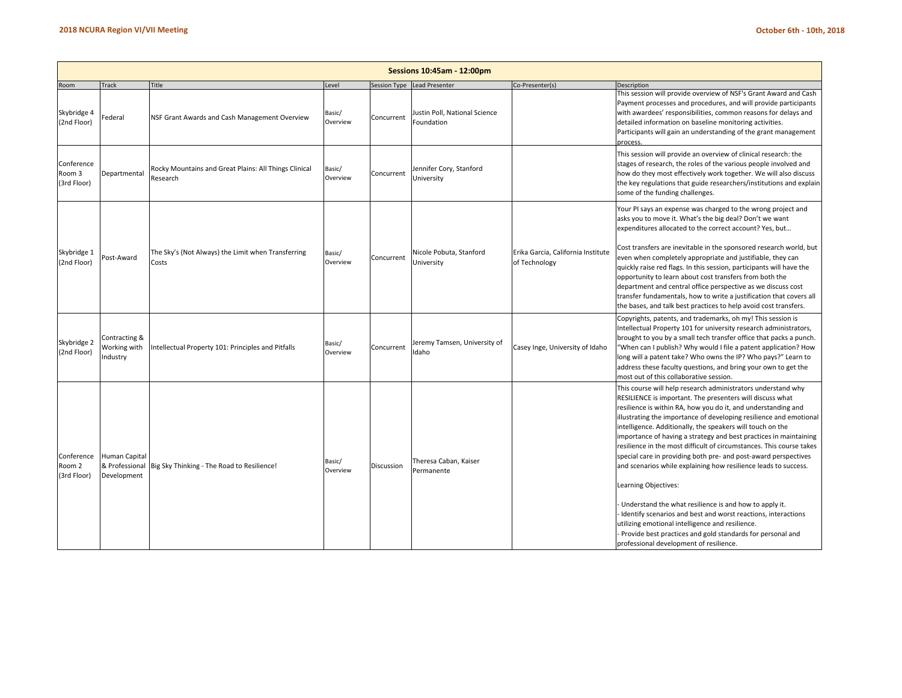| Sessions 10:45am - 12:00pm | | | | | | | |
|---|---|---|---|---|---|---|---|
| Room | Track | Title | Level | Session Type | Lead Presenter | Co-Presenter(s) | Description |
| Skybridge 4 (2nd Floor) | Federal | NSF Grant Awards and Cash Management Overview | Basic/ Overview | Concurrent | Justin Poll, National Science Foundation | | This session will provide overview of NSF's Grant Award and Cash Payment processes and procedures, and will provide participants with awardees' responsibilities, common reasons for delays and detailed information on baseline monitoring activities. Participants will gain an understanding of the grant management process. |
| Conference Room 3 (3rd Floor) | Departmental | Rocky Mountains and Great Plains: All Things Clinical Research | Basic/ Overview | Concurrent | Jennifer Cory, Stanford University | | This session will provide an overview of clinical research: the stages of research, the roles of the various people involved and how do they most effectively work together. We will also discuss the key regulations that guide researchers/institutions and explain some of the funding challenges. |
| Skybridge 1 (2nd Floor) | Post-Award | The Sky's (Not Always) the Limit when Transferring Costs | Basic/ Overview | Concurrent | Nicole Pobuta, Stanford University | Erika Garcia, California Institute of Technology | Your PI says an expense was charged to the wrong project and asks you to move it. What's the big deal? Don't we want expenditures allocated to the correct account? Yes, but… <br><br> Cost transfers are inevitable in the sponsored research world, but even when completely appropriate and justifiable, they can quickly raise red flags. In this session, participants will have the opportunity to learn about cost transfers from both the department and central office perspective as we discuss cost transfer fundamentals, how to write a justification that covers all the bases, and talk best practices to help avoid cost transfers. |
| Skybridge 2 (2nd Floor) | Contracting & Working with Industry | Intellectual Property 101: Principles and Pitfalls | Basic/ Overview | Concurrent | Jeremy Tamsen, University of Idaho | Casey Inge, University of Idaho | Copyrights, patents, and trademarks, oh my! This session is Intellectual Property 101 for university research administrators, brought to you by a small tech transfer office that packs a punch. "When can I publish? Why would I file a patent application? How long will a patent take? Who owns the IP? Who pays?" Learn to address these faculty questions, and bring your own to get the most out of this collaborative session. |
| Conference Room 2 (3rd Floor) | Human Capital & Professional Development | Big Sky Thinking - The Road to Resilience! | Basic/ Overview | Discussion | Theresa Caban, Kaiser Permanente | | This course will help research administrators understand why RESILIENCE is important. The presenters will discuss what resilience is within RA, how you do it, and understanding and illustrating the importance of developing resilience and emotional intelligence. Additionally, the speakers will touch on the importance of having a strategy and best practices in maintaining resilience in the most difficult of circumstances. This course takes special care in providing both pre- and post-award perspectives and scenarios while explaining how resilience leads to success. <br><br> Learning Objectives: <br><br> - Understand the what resilience is and how to apply it. <br> - Identify scenarios and best and worst reactions, interactions utilizing emotional intelligence and resilience. <br> - Provide best practices and gold standards for personal and professional development of resilience. |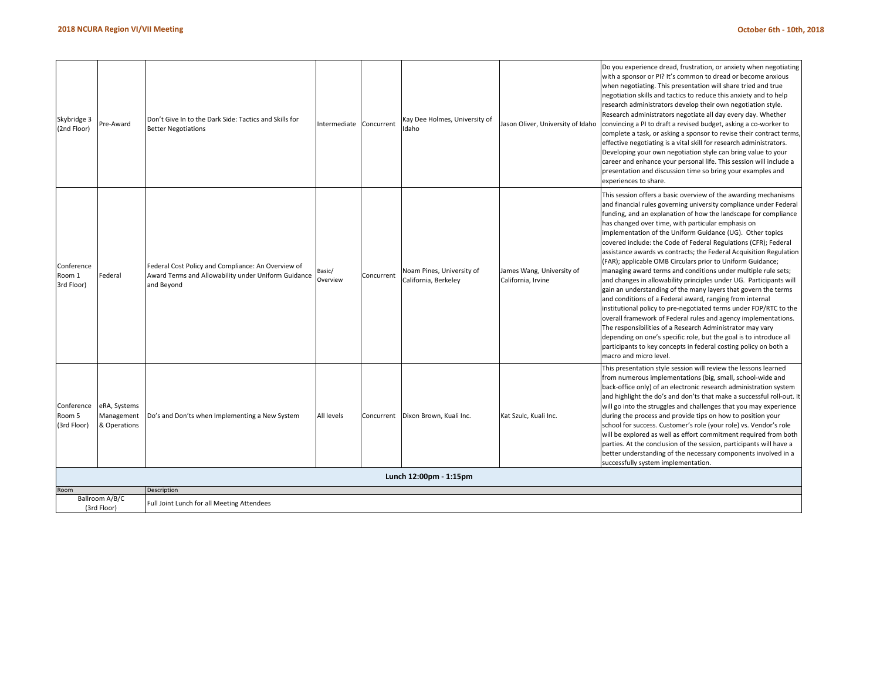| Skybridge 3 (2nd Floor) | Pre-Award | Don't Give In to the Dark Side: Tactics and Skills for Better Negotiations | Intermediate | Concurrent | Kay Dee Holmes, University of Idaho | Jason Oliver, University of Idaho | Do you experience dread, frustration, or anxiety when negotiating with a sponsor or PI? It's common to dread or become anxious when negotiating. This presentation will share tried and true negotiation skills and tactics to reduce this anxiety and to help research administrators develop their own negotiation style. Research administrators negotiate all day every day. Whether convincing a PI to draft a revised budget, asking a co-worker to complete a task, or asking a sponsor to revise their contract terms, effective negotiating is a vital skill for research administrators. Developing your own negotiation style can bring value to your career and enhance your personal life. This session will include a presentation and discussion time so bring your examples and experiences to share. |
|---|---|---|---|---|---|---|---|
| Conference Room 1 3rd Floor) | Federal | Federal Cost Policy and Compliance: An Overview of Award Terms and Allowability under Uniform Guidance and Beyond | Basic/ Overview | Concurrent | Noam Pines, University of California, Berkeley | James Wang, University of California, Irvine | This session offers a basic overview of the awarding mechanisms and financial rules governing university compliance under Federal funding, and an explanation of how the landscape for compliance has changed over time, with particular emphasis on implementation of the Uniform Guidance (UG). Other topics covered include: the Code of Federal Regulations (CFR); Federal assistance awards vs contracts; the Federal Acquisition Regulation (FAR); applicable OMB Circulars prior to Uniform Guidance; managing award terms and conditions under multiple rule sets; and changes in allowability principles under UG. Participants will gain an understanding of the many layers that govern the terms and conditions of a Federal award, ranging from internal institutional policy to pre-negotiated terms under FDP/RTC to the overall framework of Federal rules and agency implementations. The responsibilities of a Research Administrator may vary depending on one's specific role, but the goal is to introduce all participants to key concepts in federal costing policy on both a macro and micro level. |
| Conference Room 5 (3rd Floor) | eRA, Systems Management & Operations | Do's and Don'ts when Implementing a New System | All levels | Concurrent | Dixon Brown, Kuali Inc. | Kat Szulc, Kuali Inc. | This presentation style session will review the lessons learned from numerous implementations (big, small, school-wide and back-office only) of an electronic research administration system and highlight the do's and don'ts that make a successful roll-out. It will go into the struggles and challenges that you may experience during the process and provide tips on how to position your school for success. Customer's role (your role) vs. Vendor's role will be explored as well as effort commitment required from both parties. At the conclusion of the session, participants will have a better understanding of the necessary components involved in a successfully system implementation. |

**Lunch 12:00pm - 1:15pm**

| Room | Description |
|---|---|
| Ballroom A/B/C (3rd Floor) | Full Joint Lunch for all Meeting Attendees |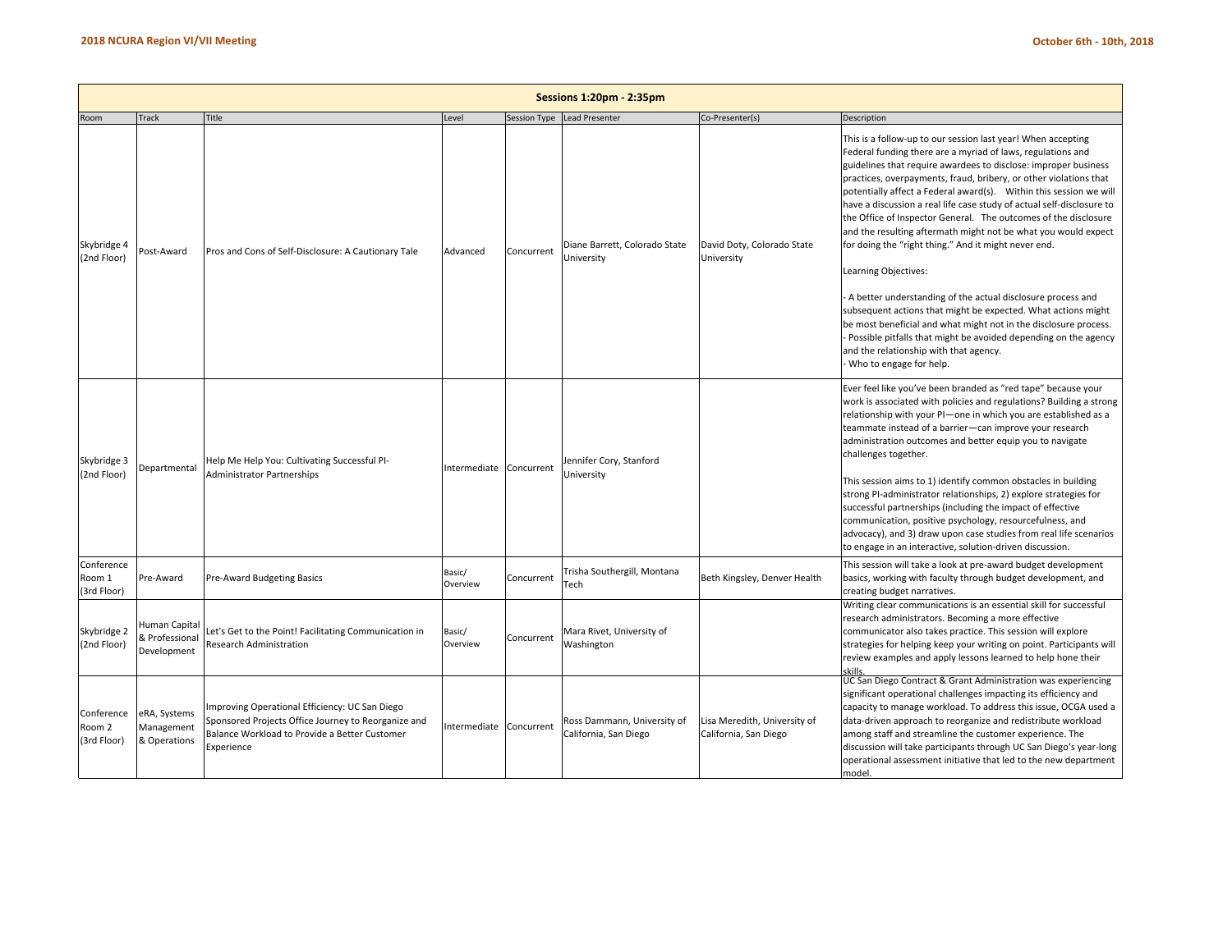## Sessions 1:20pm - 2:35pm

| Room | Track | Title | Level | Session Type | Lead Presenter | Co-Presenter(s) | Description |
|---|---|---|---|---|---|---|---|
| Skybridge 4 (2nd Floor) | Post-Award | Pros and Cons of Self-Disclosure: A Cautionary Tale | Advanced | Concurrent | Diane Barrett, Colorado State University | David Doty, Colorado State University | This is a follow-up to our session last year! When accepting Federal funding there are a myriad of laws, regulations and guidelines that require awardees to disclose: improper business practices, overpayments, fraud, bribery, or other violations that potentially affect a Federal award(s). Within this session we will have a discussion a real life case study of actual self-disclosure to the Office of Inspector General. The outcomes of the disclosure and the resulting aftermath might not be what you would expect for doing the "right thing." And it might never end.<br><br>Learning Objectives:<br><br>- A better understanding of the actual disclosure process and subsequent actions that might be expected. What actions might be most beneficial and what might not in the disclosure process.<br>- Possible pitfalls that might be avoided depending on the agency and the relationship with that agency.<br>- Who to engage for help. |
| Skybridge 3 (2nd Floor) | Departmental | Help Me Help You: Cultivating Successful PI-Administrator Partnerships | Intermediate | Concurrent | Jennifer Cory, Stanford University | | Ever feel like you've been branded as "red tape" because your work is associated with policies and regulations? Building a strong relationship with your PI—one in which you are established as a teammate instead of a barrier—can improve your research administration outcomes and better equip you to navigate challenges together.<br><br>This session aims to 1) identify common obstacles in building strong PI-administrator relationships, 2) explore strategies for successful partnerships (including the impact of effective communication, positive psychology, resourcefulness, and advocacy), and 3) draw upon case studies from real life scenarios to engage in an interactive, solution-driven discussion. |
| Conference Room 1 (3rd Floor) | Pre-Award | Pre-Award Budgeting Basics | Basic/ Overview | Concurrent | Trisha Southergill, Montana Tech | Beth Kingsley, Denver Health | This session will take a look at pre-award budget development basics, working with faculty through budget development, and creating budget narratives. |
| Skybridge 2 (2nd Floor) | Human Capital & Professional Development | Let's Get to the Point! Facilitating Communication in Research Administration | Basic/ Overview | Concurrent | Mara Rivet, University of Washington | | Writing clear communications is an essential skill for successful research administrators. Becoming a more effective communicator also takes practice. This session will explore strategies for helping keep your writing on point. Participants will review examples and apply lessons learned to help hone their skills. |
| Conference Room 2 (3rd Floor) | eRA, Systems Management & Operations | Improving Operational Efficiency: UC San Diego Sponsored Projects Office Journey to Reorganize and Balance Workload to Provide a Better Customer Experience | Intermediate | Concurrent | Ross Dammann, University of California, San Diego | Lisa Meredith, University of California, San Diego | UC San Diego Contract & Grant Administration was experiencing significant operational challenges impacting its efficiency and capacity to manage workload. To address this issue, OCGA used a data-driven approach to reorganize and redistribute workload among staff and streamline the customer experience. The discussion will take participants through UC San Diego's year-long operational assessment initiative that led to the new department model. |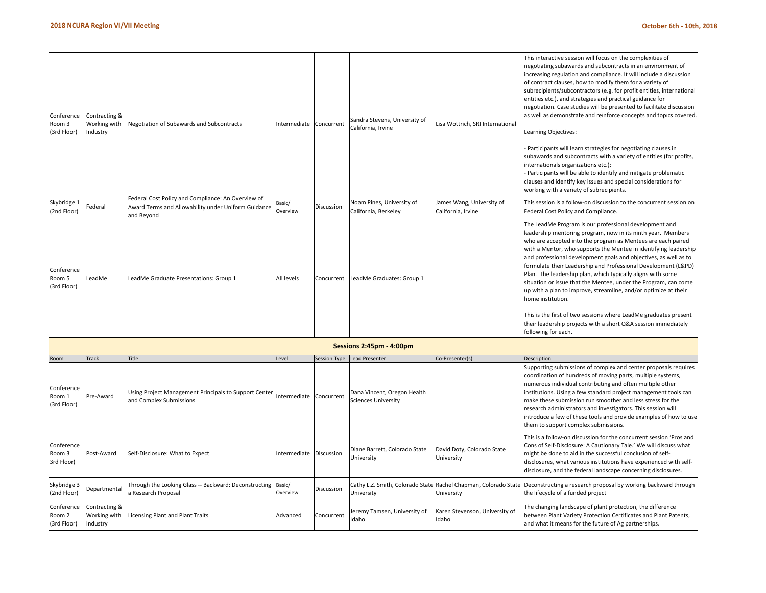| Room | Track | Title | Level | Session Type | Lead Presenter | Co-Presenter(s) | Description |
| --- | --- | --- | --- | --- | --- | --- | --- |
| Conference Room 3 (3rd Floor) | Contracting & Working with Industry | Negotiation of Subawards and Subcontracts | Intermediate | Concurrent | Sandra Stevens, University of California, Irvine | Lisa Wottrich, SRI International | This interactive session will focus on the complexities of negotiating subawards and subcontracts in an environment of increasing regulation and compliance. It will include a discussion of contract clauses, how to modify them for a variety of subrecipients/subcontractors (e.g. for profit entities, international entities etc.), and strategies and practical guidance for negotiation. Case studies will be presented to facilitate discussion as well as demonstrate and reinforce concepts and topics covered.<br><br>Learning Objectives:<br><br>- Participants will learn strategies for negotiating clauses in subawards and subcontracts with a variety of entities (for profits, internationals organizations etc.);<br>- Participants will be able to identify and mitigate problematic clauses and identify key issues and special considerations for working with a variety of subrecipients. |
| Skybridge 1 (2nd Floor) | Federal | Federal Cost Policy and Compliance: An Overview of Award Terms and Allowability under Uniform Guidance and Beyond | Basic/ Overview | Discussion | Noam Pines, University of California, Berkeley | James Wang, University of California, Irvine | This session is a follow-on discussion to the concurrent session on Federal Cost Policy and Compliance. |
| Conference Room 5 (3rd Floor) | LeadMe | LeadMe Graduate Presentations: Group 1 | All levels | Concurrent | LeadMe Graduates: Group 1 | | The LeadMe Program is our professional development and leadership mentoring program, now in its ninth year. Members who are accepted into the program as Mentees are each paired with a Mentor, who supports the Mentee in identifying leadership and professional development goals and objectives, as well as to formulate their Leadership and Professional Development (L&PD) Plan. The leadership plan, which typically aligns with some situation or issue that the Mentee, under the Program, can come up with a plan to improve, streamline, and/or optimize at their home institution.<br><br>This is the first of two sessions where LeadMe graduates present their leadership projects with a short Q&A session immediately following for each. |

**Sessions 2:45pm - 4:00pm**

| Room | Track | Title | Level | Session Type | Lead Presenter | Co-Presenter(s) | Description |
| --- | --- | --- | --- | --- | --- | --- | --- |
| Conference Room 1 (3rd Floor) | Pre-Award | Using Project Management Principals to Support Center and Complex Submissions | Intermediate | Concurrent | Dana Vincent, Oregon Health Sciences University | | Supporting submissions of complex and center proposals requires coordination of hundreds of moving parts, multiple systems, numerous individual contributing and often multiple other institutions. Using a few standard project management tools can make these submission run smoother and less stress for the research administrators and investigators. This session will introduce a few of these tools and provide examples of how to use them to support complex submissions. |
| Conference Room 3 3rd Floor) | Post-Award | Self-Disclosure: What to Expect | Intermediate | Discussion | Diane Barrett, Colorado State University | David Doty, Colorado State University | This is a follow-on discussion for the concurrent session 'Pros and Cons of Self-Disclosure: A Cautionary Tale.' We will discuss what might be done to aid in the successful conclusion of self-disclosures, what various institutions have experienced with self-disclosure, and the federal landscape concerning disclosures. |
| Skybridge 3 (2nd Floor) | Departmental | Through the Looking Glass -- Backward: Deconstructing a Research Proposal | Basic/ Overview | Discussion | Cathy L.Z. Smith, Colorado State University | Rachel Chapman, Colorado State University | Deconstructing a research proposal by working backward through the lifecycle of a funded project |
| Conference Room 2 (3rd Floor) | Contracting & Working with Industry | Licensing Plant and Plant Traits | Advanced | Concurrent | Jeremy Tamsen, University of Idaho | Karen Stevenson, University of Idaho | The changing landscape of plant protection, the difference between Plant Variety Protection Certificates and Plant Patents, and what it means for the future of Ag partnerships. |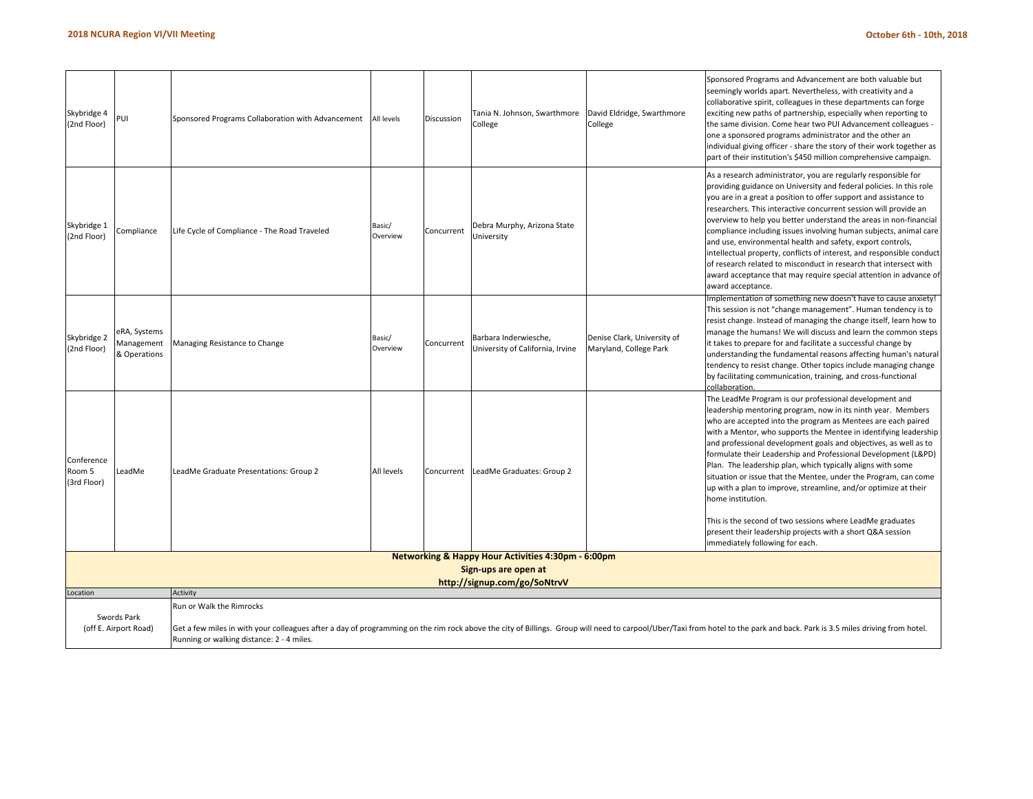| Skybridge 4 (2nd Floor) | PUI | Sponsored Programs Collaboration with Advancement | All levels | Discussion | Tania N. Johnson, Swarthmore College | David Eldridge, Swarthmore College | Sponsored Programs and Advancement are both valuable but seemingly worlds apart. Nevertheless, with creativity and a collaborative spirit, colleagues in these departments can forge exciting new paths of partnership, especially when reporting to the same division. Come hear two PUI Advancement colleagues - one a sponsored programs administrator and the other an individual giving officer - share the story of their work together as part of their institution's $450 million comprehensive campaign. |
|---|---|---|---|---|---|---|---|
| Skybridge 1 (2nd Floor) | Compliance | Life Cycle of Compliance - The Road Traveled | Basic/ Overview | Concurrent | Debra Murphy, Arizona State University | | As a research administrator, you are regularly responsible for providing guidance on University and federal policies. In this role you are in a great a position to offer support and assistance to researchers. This interactive concurrent session will provide an overview to help you better understand the areas in non-financial compliance including issues involving human subjects, animal care and use, environmental health and safety, export controls, intellectual property, conflicts of interest, and responsible conduct of research related to misconduct in research that intersect with award acceptance that may require special attention in advance of award acceptance. |
| Skybridge 2 (2nd Floor) | eRA, Systems Management & Operations | Managing Resistance to Change | Basic/ Overview | Concurrent | Barbara Inderwiesche, University of California, Irvine | Denise Clark, University of Maryland, College Park | Implementation of something new doesn't have to cause anxiety! This session is not "change management". Human tendency is to resist change. Instead of managing the change itself, learn how to manage the humans! We will discuss and learn the common steps it takes to prepare for and facilitate a successful change by understanding the fundamental reasons affecting human's natural tendency to resist change. Other topics include managing change by facilitating communication, training, and cross-functional collaboration. |
| Conference Room 5 (3rd Floor) | LeadMe | LeadMe Graduate Presentations: Group 2 | All levels | Concurrent | LeadMe Graduates: Group 2 | | The LeadMe Program is our professional development and leadership mentoring program, now in its ninth year. Members who are accepted into the program as Mentees are each paired with a Mentor, who supports the Mentee in identifying leadership and professional development goals and objectives, as well as to formulate their Leadership and Professional Development (L&PD) Plan. The leadership plan, which typically aligns with some situation or issue that the Mentee, under the Program, can come up with a plan to improve, streamline, and/or optimize at their home institution.<br><br>This is the second of two sessions where LeadMe graduates present their leadership projects with a short Q&A session immediately following for each. |

**Networking & Happy Hour Activities 4:30pm - 6:00pm**
**Sign-ups are open at**
**http://signup.com/go/SoNtrvV**

| Location | Activity |
|---|---|
| Swords Park (off E. Airport Road) | Run or Walk the Rimrocks<br><br>Get a few miles in with your colleagues after a day of programming on the rim rock above the city of Billings. Group will need to carpool/Uber/Taxi from hotel to the park and back. Park is 3.5 miles driving from hotel. Running or walking distance: 2 - 4 miles. |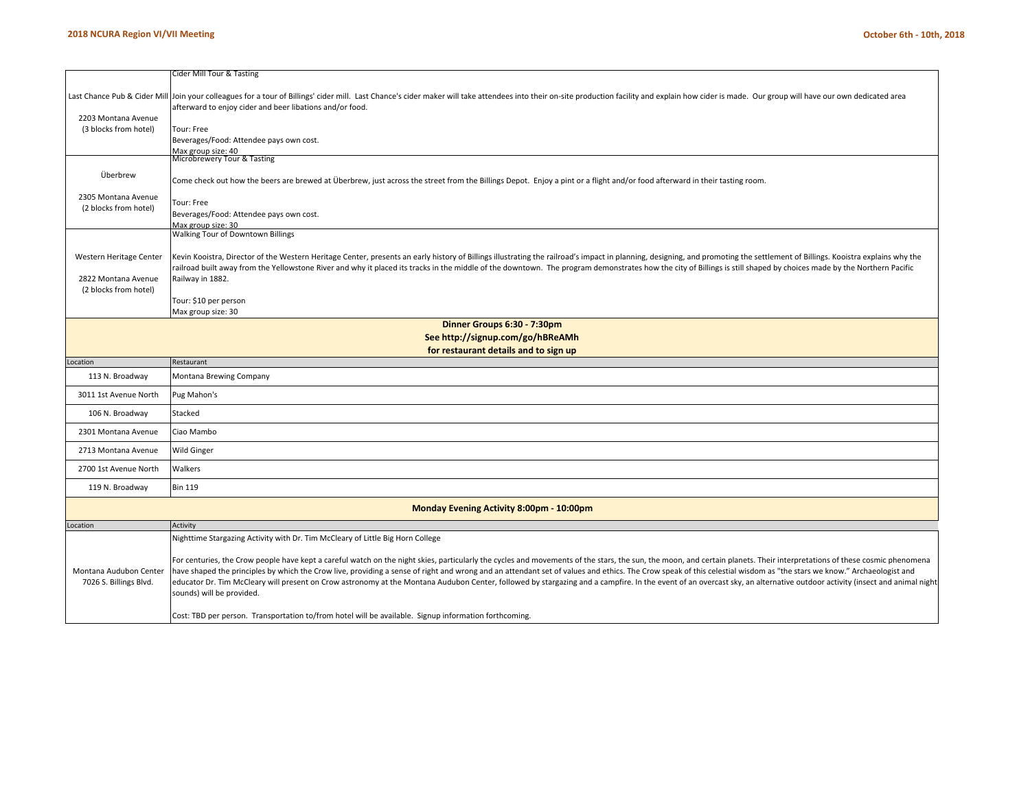| | |
|---|---|
| Last Chance Pub & Cider Mill<br><br>2203 Montana Avenue<br>(3 blocks from hotel) | Cider Mill Tour & Tasting<br><br>Join your colleagues for a tour of Billings' cider mill. Last Chance's cider maker will take attendees into their on-site production facility and explain how cider is made. Our group will have our own dedicated area afterward to enjoy cider and beer libations and/or food.<br><br>Tour: Free<br>Beverages/Food: Attendee pays own cost.<br>Max group size: 40 |
| Überbrew<br><br>2305 Montana Avenue<br>(2 blocks from hotel) | Microbrewery Tour & Tasting<br><br>Come check out how the beers are brewed at Überbrew, just across the street from the Billings Depot. Enjoy a pint or a flight and/or food afterward in their tasting room.<br><br>Tour: Free<br>Beverages/Food: Attendee pays own cost.<br>Max group size: 30 |
| Western Heritage Center<br><br>2822 Montana Avenue<br>(2 blocks from hotel) | Walking Tour of Downtown Billings<br><br>Kevin Kooistra, Director of the Western Heritage Center, presents an early history of Billings illustrating the railroad's impact in planning, designing, and promoting the settlement of Billings. Kooistra explains why the railroad built away from the Yellowstone River and why it placed its tracks in the middle of the downtown. The program demonstrates how the city of Billings is still shaped by choices made by the Northern Pacific Railway in 1882.<br><br>Tour: $10 per person<br>Max group size: 30 |

**Dinner Groups 6:30 - 7:30pm**
**See http://signup.com/go/hBReAMh**
**for restaurant details and to sign up**

| Location | Restaurant |
|---|---|
| 113 N. Broadway | Montana Brewing Company |
| 3011 1st Avenue North | Pug Mahon's |
| 106 N. Broadway | Stacked |
| 2301 Montana Avenue | Ciao Mambo |
| 2713 Montana Avenue | Wild Ginger |
| 2700 1st Avenue North | Walkers |
| 119 N. Broadway | Bin 119 |

**Monday Evening Activity 8:00pm - 10:00pm**

| Location | Activity |
|---|---|
| Montana Audubon Center<br>7026 S. Billings Blvd. | Nighttime Stargazing Activity with Dr. Tim McCleary of Little Big Horn College<br><br>For centuries, the Crow people have kept a careful watch on the night skies, particularly the cycles and movements of the stars, the sun, the moon, and certain planets. Their interpretations of these cosmic phenomena have shaped the principles by which the Crow live, providing a sense of right and wrong and an attendant set of values and ethics. The Crow speak of this celestial wisdom as "the stars we know." Archaeologist and educator Dr. Tim McCleary will present on Crow astronomy at the Montana Audubon Center, followed by stargazing and a campfire. In the event of an overcast sky, an alternative outdoor activity (insect and animal night sounds) will be provided.<br><br>Cost: TBD per person. Transportation to/from hotel will be available. Signup information forthcoming. |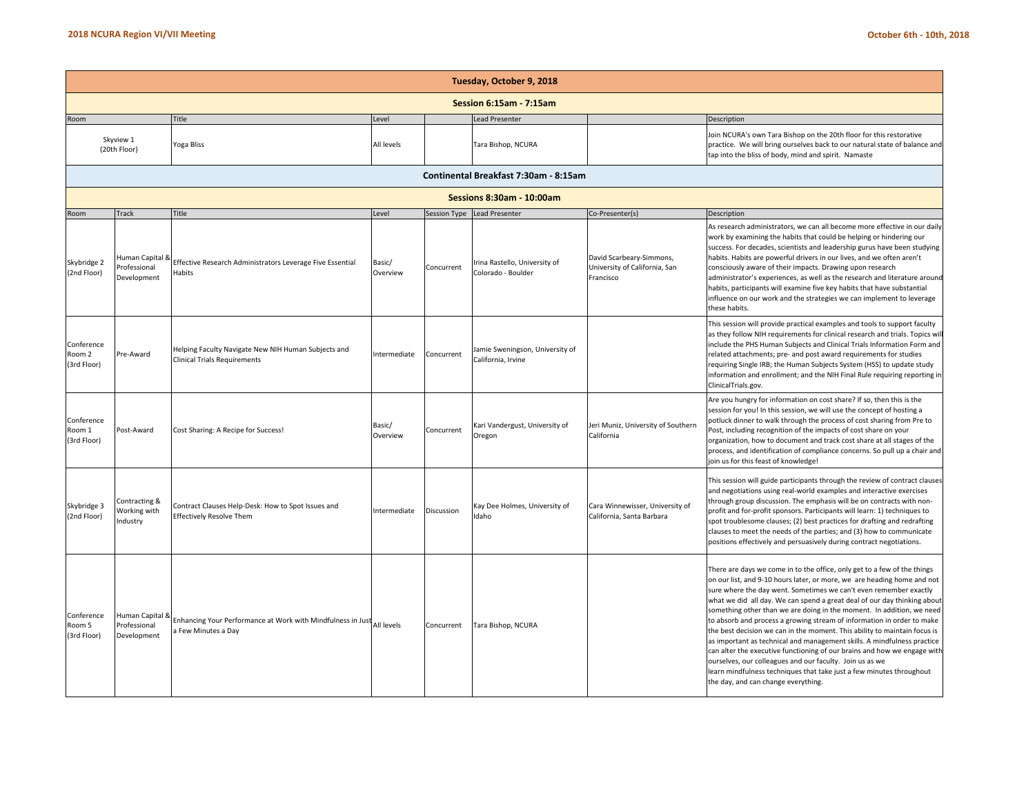## Tuesday, October 9, 2018

### Session 6:15am - 7:15am

| Room | Title | Level | | Lead Presenter | | Description |
|---|---|---|---|---|---|---|
| Skyview 1 (20th Floor) | Yoga Bliss | All levels | | Tara Bishop, NCURA | | Join NCURA's own Tara Bishop on the 20th floor for this restorative practice. We will bring ourselves back to our natural state of balance and tap into the bliss of body, mind and spirit. Namaste |

### Continental Breakfast 7:30am - 8:15am

### Sessions 8:30am - 10:00am

| Room | Track | Title | Level | Session Type | Lead Presenter | Co-Presenter(s) | Description |
|---|---|---|---|---|---|---|---|
| Skybridge 2 (2nd Floor) | Human Capital & Professional Development | Effective Research Administrators Leverage Five Essential Habits | Basic/ Overview | Concurrent | Irina Rastello, University of Colorado - Boulder | David Scarbeary-Simmons, University of California, San Francisco | As research administrators, we can all become more effective in our daily work by examining the habits that could be helping or hindering our success. For decades, scientists and leadership gurus have been studying habits. Habits are powerful drivers in our lives, and we often aren't consciously aware of their impacts. Drawing upon research administrator's experiences, as well as the research and literature around habits, participants will examine five key habits that have substantial influence on our work and the strategies we can implement to leverage these habits. |
| Conference Room 2 (3rd Floor) | Pre-Award | Helping Faculty Navigate New NIH Human Subjects and Clinical Trials Requirements | Intermediate | Concurrent | Jamie Sweningson, University of California, Irvine | | This session will provide practical examples and tools to support faculty as they follow NIH requirements for clinical research and trials. Topics will include the PHS Human Subjects and Clinical Trials Information Form and related attachments; pre- and post award requirements for studies requiring Single IRB; the Human Subjects System (HSS) to update study information and enrollment; and the NIH Final Rule requiring reporting in ClinicalTrials.gov. |
| Conference Room 1 (3rd Floor) | Post-Award | Cost Sharing: A Recipe for Success! | Basic/ Overview | Concurrent | Kari Vandergust, University of Oregon | Jeri Muniz, University of Southern California | Are you hungry for information on cost share? If so, then this is the session for you! In this session, we will use the concept of hosting a potluck dinner to walk through the process of cost sharing from Pre to Post, including recognition of the impacts of cost share on your organization, how to document and track cost share at all stages of the process, and identification of compliance concerns. So pull up a chair and join us for this feast of knowledge! |
| Skybridge 3 (2nd Floor) | Contracting & Working with Industry | Contract Clauses Help-Desk: How to Spot Issues and Effectively Resolve Them | Intermediate | Discussion | Kay Dee Holmes, University of Idaho | Cara Winnewisser, University of California, Santa Barbara | This session will guide participants through the review of contract clauses and negotiations using real-world examples and interactive exercises through group discussion. The emphasis will be on contracts with non-profit and for-profit sponsors. Participants will learn: 1) techniques to spot troublesome clauses; (2) best practices for drafting and redrafting clauses to meet the needs of the parties; and (3) how to communicate positions effectively and persuasively during contract negotiations. |
| Conference Room 5 (3rd Floor) | Human Capital & Professional Development | Enhancing Your Performance at Work with Mindfulness in Just a Few Minutes a Day | All levels | Concurrent | Tara Bishop, NCURA | | There are days we come in to the office, only get to a few of the things on our list, and 9-10 hours later, or more, we are heading home and not sure where the day went. Sometimes we can't even remember exactly what we did all day. We can spend a great deal of our day thinking about something other than we are doing in the moment. In addition, we need to absorb and process a growing stream of information in order to make the best decision we can in the moment. This ability to maintain focus is as important as technical and management skills. A mindfulness practice can alter the executive functioning of our brains and how we engage with ourselves, our colleagues and our faculty. Join us as we learn mindfulness techniques that take just a few minutes throughout the day, and can change everything. |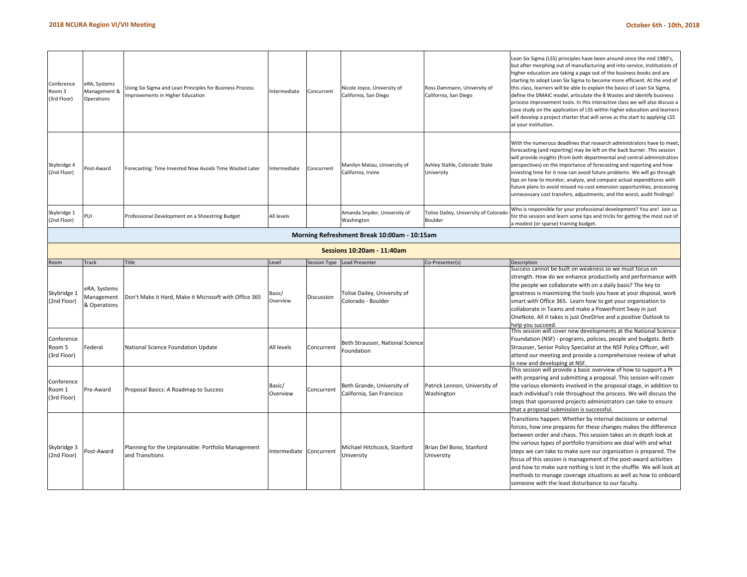| Room | Track | Title | Level | Session Type | Lead Presenter | Co-Presenter(s) | Description |
|---|---|---|---|---|---|---|---|
| Conference Room 3 (3rd Floor) | eRA, Systems Management & Operations | Using Six Sigma and Lean Principles for Business Process Improvements in Higher Education | Intermediate | Concurrent | Nicole Joyce, University of California, San Diego | Ross Dammann, University of California, San Diego | Lean Six Sigma (LSS) principles have been around since the mid 1980's, but after morphing out of manufacturing and into service, institutions of higher education are taking a page out of the business books and are starting to adopt Lean Six Sigma to become more efficient. At the end of this class, learners will be able to explain the basics of Lean Six Sigma, define the DMAIC model, articulate the 8 Wastes and identify business process improvement tools. In this interactive class we will also discuss a case study on the application of LSS within higher education and learners will develop a project charter that will serve as the start to applying LSS at your institution. |
| Skybridge 4 (2nd Floor) | Post-Award | Forecasting: Time Invested Now Avoids Time Wasted Later | Intermediate | Concurrent | Manilyn Matau, University of California, Irvine | Ashley Stahle, Colorado State University | With the numerous deadlines that research administrators have to meet, forecasting (and reporting) may be left on the back burner. This session will provide insights (from both departmental and central administration perspectives) on the importance of forecasting and reporting and how investing time for it now can avoid future problems. We will go through tips on how to monitor, analyze, and compare actual expenditures with future plans to avoid missed no-cost extension opportunities, processing unnecessary cost transfers, adjustments, and the worst, audit findings! |
| Skybridge 1 (2nd Floor) | PUI | Professional Development on a Shoestring Budget | All levels | | Amanda Snyder, University of Washington | Tolise Dailey, University of Colorado Boulder | Who is responsible for your professional development? You are! Join us for this session and learn some tips and tricks for getting the most out of a modest (or sparse) training budget. |

**Morning Refreshment Break 10:00am - 10:15am**

**Sessions 10:20am - 11:40am**

| Room | Track | Title | Level | Session Type | Lead Presenter | Co-Presenter(s) | Description |
|---|---|---|---|---|---|---|---|
| Skybridge 1 (2nd Floor) | eRA, Systems Management & Operations | Don't Make it Hard, Make it Microsoft with Office 365 | Basic/ Overview | Discussion | Tolise Dailey, University of Colorado - Boulder | | Success cannot be built on weakness so we must focus on strength. How do we enhance productivity and performance with the people we collaborate with on a daily basis? The key to greatness is maximizing the tools you have at your disposal, work smart with Office 365. Learn how to get your organization to collaborate in Teams and make a PowerPoint Sway in just OneNote. All it takes is just OneDrive and a positive Outlook to help you succeed. |
| Conference Room 5 (3rd Floor) | Federal | National Science Foundation Update | All levels | Concurrent | Beth Strausser, National Science Foundation | | This session will cover new developments at the National Science Foundation (NSF) - programs, policies, people and budgets. Beth Strausser, Senior Policy Specialist at the NSF Policy Officer, will attend our meeting and provide a comprehensive review of what is new and developing at NSF. |
| Conference Room 1 (3rd Floor) | Pre-Award | Proposal Basics: A Roadmap to Success | Basic/ Overview | Concurrent | Beth Grande, University of California, San Francisco | Patrick Lennon, University of Washington | This session will provide a basic overview of how to support a PI with preparing and submitting a proposal. This session will cover the various elements involved in the proposal stage, in addition to each individual's role throughout the process. We will discuss the steps that sponsored projects administrators can take to ensure that a proposal submission is successful. |
| Skybridge 3 (2nd Floor) | Post-Award | Planning for the Unplannable: Portfolio Management and Transitions | Intermediate | Concurrent | Michael Hitchcock, Stanford University | Brian Del Bono, Stanford University | Transitions happen. Whether by internal decisions or external forces, how one prepares for these changes makes the difference between order and chaos. This session takes an in depth look at the various types of portfolio transitions we deal with and what steps we can take to make sure our organization is prepared. The focus of this session is management of the post-award activities and how to make sure nothing is lost in the shuffle. We will look at methods to manage coverage situations as well as how to onboard someone with the least disturbance to our faculty. |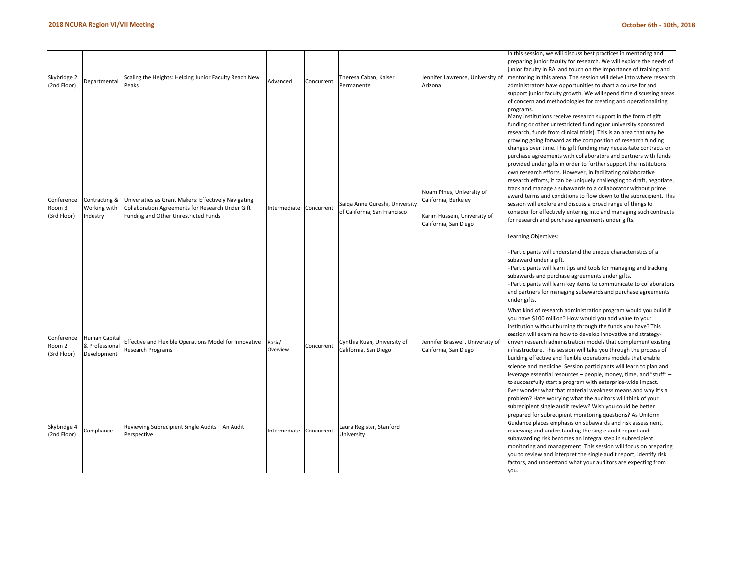| | | | | | | | |
|---|---|---|---|---|---|---|---|
| Skybridge 2 (2nd Floor) | Departmental | Scaling the Heights: Helping Junior Faculty Reach New Peaks | Advanced | Concurrent | Theresa Caban, Kaiser Permanente | Jennifer Lawrence, University of Arizona | In this session, we will discuss best practices in mentoring and preparing junior faculty for research. We will explore the needs of junior faculty in RA, and touch on the importance of training and mentoring in this arena. The session will delve into where research administrators have opportunities to chart a course for and support junior faculty growth. We will spend time discussing areas of concern and methodologies for creating and operationalizing programs. |
| Conference Room 3 (3rd Floor) | Contracting & Working with Industry | Universities as Grant Makers: Effectively Navigating Collaboration Agreements for Research Under Gift Funding and Other Unrestricted Funds | Intermediate | Concurrent | Saiqa Anne Qureshi, University of California, San Francisco | Noam Pines, University of California, Berkeley<br><br>Karim Hussein, University of California, San Diego | Many institutions receive research support in the form of gift funding or other unrestricted funding (or university sponsored research, funds from clinical trials). This is an area that may be growing going forward as the composition of research funding changes over time. This gift funding may necessitate contracts or purchase agreements with collaborators and partners with funds provided under gifts in order to further support the institutions own research efforts. However, in facilitating collaborative research efforts, it can be uniquely challenging to draft, negotiate, track and manage a subawards to a collaborator without prime award terms and conditions to flow down to the subrecipient. This session will explore and discuss a broad range of things to consider for effectively entering into and managing such contracts for research and purchase agreements under gifts.<br><br>Learning Objectives:<br><br>- Participants will understand the unique characteristics of a subaward under a gift.<br>- Participants will learn tips and tools for managing and tracking subawards and purchase agreements under gifts.<br>- Participants will learn key items to communicate to collaborators and partners for managing subawards and purchase agreements under gifts. |
| Conference Room 2 (3rd Floor) | Human Capital & Professional Development | Effective and Flexible Operations Model for Innovative Research Programs | Basic/ Overview | Concurrent | Cynthia Kuan, University of California, San Diego | Jennifer Braswell, University of California, San Diego | What kind of research administration program would you build if you have $100 million? How would you add value to your institution without burning through the funds you have? This session will examine how to develop innovative and strategy-driven research administration models that complement existing infrastructure. This session will take you through the process of building effective and flexible operations models that enable science and medicine. Session participants will learn to plan and leverage essential resources – people, money, time, and "stuff" – to successfully start a program with enterprise-wide impact. |
| Skybridge 4 (2nd Floor) | Compliance | Reviewing Subrecipient Single Audits – An Audit Perspective | Intermediate | Concurrent | Laura Register, Stanford University | | Ever wonder what that material weakness means and why it's a problem? Hate worrying what the auditors will think of your subrecipient single audit review? Wish you could be better prepared for subrecipient monitoring questions? As Uniform Guidance places emphasis on subawards and risk assessment, reviewing and understanding the single audit report and subawarding risk becomes an integral step in subrecipient monitoring and management. This session will focus on preparing you to review and interpret the single audit report, identify risk factors, and understand what your auditors are expecting from you. |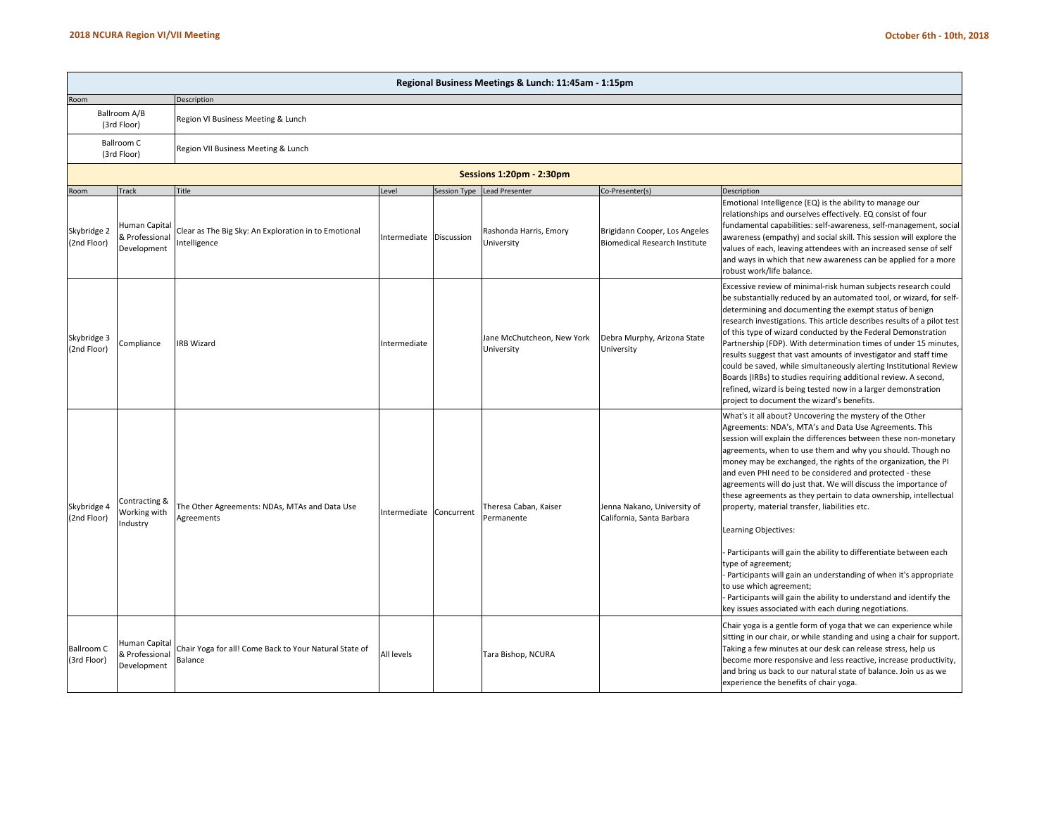## Regional Business Meetings & Lunch: 11:45am - 1:15pm

| Room | Description |
|---|---|
| Ballroom A/B (3rd Floor) | Region VI Business Meeting & Lunch |
| Ballroom C (3rd Floor) | Region VII Business Meeting & Lunch |

## Sessions 1:20pm - 2:30pm

| Room | Track | Title | Level | Session Type | Lead Presenter | Co-Presenter(s) | Description |
|---|---|---|---|---|---|---|---|
| Skybridge 2 (2nd Floor) | Human Capital & Professional Development | Clear as The Big Sky: An Exploration in to Emotional Intelligence | Intermediate | Discussion | Rashonda Harris, Emory University | Brigidann Cooper, Los Angeles Biomedical Research Institute | Emotional Intelligence (EQ) is the ability to manage our relationships and ourselves effectively. EQ consist of four fundamental capabilities: self-awareness, self-management, social awareness (empathy) and social skill. This session will explore the values of each, leaving attendees with an increased sense of self and ways in which that new awareness can be applied for a more robust work/life balance. |
| Skybridge 3 (2nd Floor) | Compliance | IRB Wizard | Intermediate | | Jane McChutcheon, New York University | Debra Murphy, Arizona State University | Excessive review of minimal-risk human subjects research could be substantially reduced by an automated tool, or wizard, for self-determining and documenting the exempt status of benign research investigations. This article describes results of a pilot test of this type of wizard conducted by the Federal Demonstration Partnership (FDP). With determination times of under 15 minutes, results suggest that vast amounts of investigator and staff time could be saved, while simultaneously alerting Institutional Review Boards (IRBs) to studies requiring additional review. A second, refined, wizard is being tested now in a larger demonstration project to document the wizard's benefits. |
| Skybridge 4 (2nd Floor) | Contracting & Working with Industry | The Other Agreements: NDAs, MTAs and Data Use Agreements | Intermediate | Concurrent | Theresa Caban, Kaiser Permanente | Jenna Nakano, University of California, Santa Barbara | What's it all about? Uncovering the mystery of the Other Agreements: NDA's, MTA's and Data Use Agreements. This session will explain the differences between these non-monetary agreements, when to use them and why you should. Though no money may be exchanged, the rights of the organization, the PI and even PHI need to be considered and protected - these agreements will do just that. We will discuss the importance of these agreements as they pertain to data ownership, intellectual property, material transfer, liabilities etc.<br><br>Learning Objectives:<br><br>- Participants will gain the ability to differentiate between each type of agreement;<br>- Participants will gain an understanding of when it's appropriate to use which agreement;<br>- Participants will gain the ability to understand and identify the key issues associated with each during negotiations. |
| Ballroom C (3rd Floor) | Human Capital & Professional Development | Chair Yoga for all! Come Back to Your Natural State of Balance | All levels | | Tara Bishop, NCURA | | Chair yoga is a gentle form of yoga that we can experience while sitting in our chair, or while standing and using a chair for support. Taking a few minutes at our desk can release stress, help us become more responsive and less reactive, increase productivity, and bring us back to our natural state of balance. Join us as we experience the benefits of chair yoga. |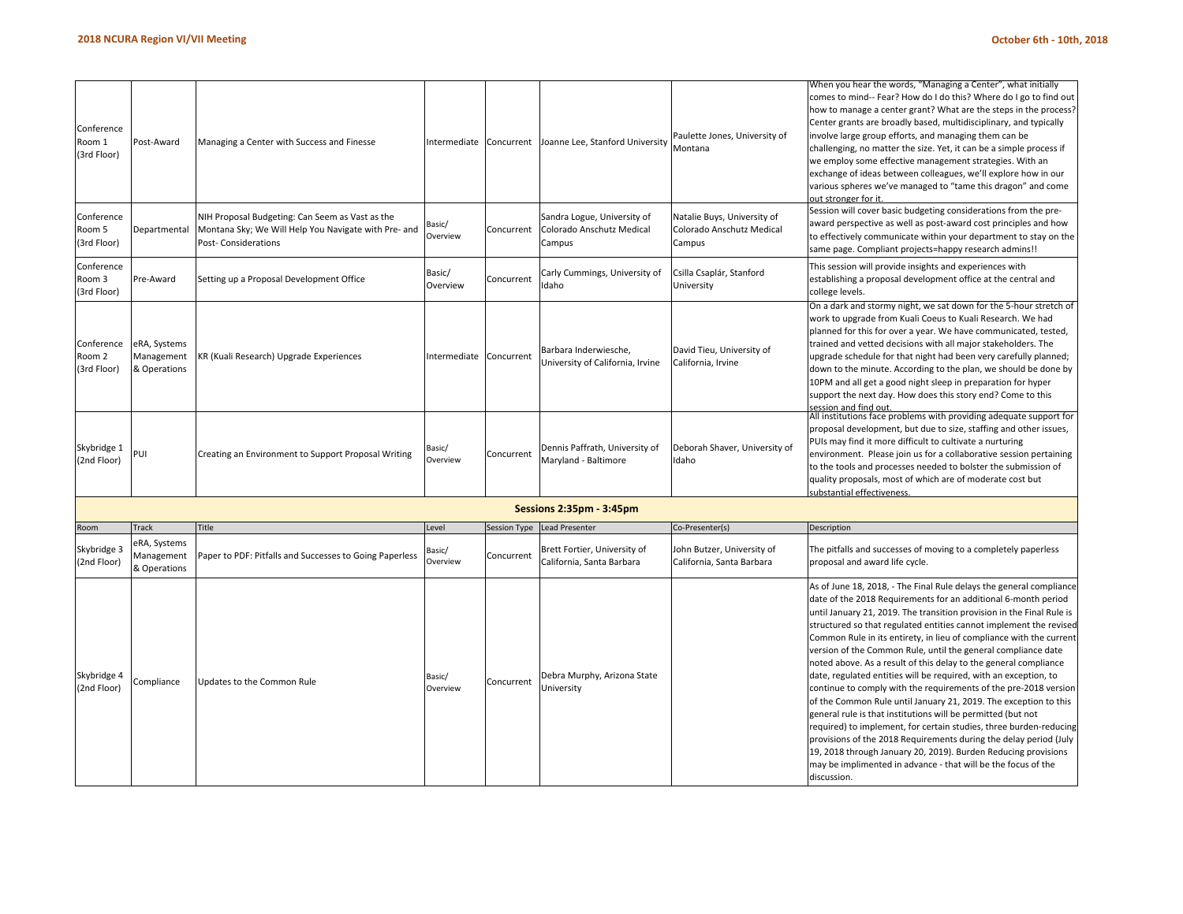| Room | Track | Title | Level | Session Type | Lead Presenter | Co-Presenter(s) | Description |
|---|---|---|---|---|---|---|---|
| Conference Room 1 (3rd Floor) | Post-Award | Managing a Center with Success and Finesse | Intermediate | Concurrent | Joanne Lee, Stanford University | Paulette Jones, University of Montana | When you hear the words, "Managing a Center", what initially comes to mind-- Fear? How do I do this? Where do I go to find out how to manage a center grant? What are the steps in the process? Center grants are broadly based, multidisciplinary, and typically involve large group efforts, and managing them can be challenging, no matter the size. Yet, it can be a simple process if we employ some effective management strategies. With an exchange of ideas between colleagues, we'll explore how in our various spheres we've managed to "tame this dragon" and come out stronger for it. |
| Conference Room 5 (3rd Floor) | Departmental | NIH Proposal Budgeting: Can Seem as Vast as the Montana Sky; We Will Help You Navigate with Pre- and Post- Considerations | Basic/ Overview | Concurrent | Sandra Logue, University of Colorado Anschutz Medical Campus | Natalie Buys, University of Colorado Anschutz Medical Campus | Session will cover basic budgeting considerations from the pre-award perspective as well as post-award cost principles and how to effectively communicate within your department to stay on the same page. Compliant projects=happy research admins!! |
| Conference Room 3 (3rd Floor) | Pre-Award | Setting up a Proposal Development Office | Basic/ Overview | Concurrent | Carly Cummings, University of Idaho | Csilla Csaplár, Stanford University | This session will provide insights and experiences with establishing a proposal development office at the central and college levels. |
| Conference Room 2 (3rd Floor) | eRA, Systems Management & Operations | KR (Kuali Research) Upgrade Experiences | Intermediate | Concurrent | Barbara Inderwiesche, University of California, Irvine | David Tieu, University of California, Irvine | On a dark and stormy night, we sat down for the 5-hour stretch of work to upgrade from Kuali Coeus to Kuali Research. We had planned for this for over a year. We have communicated, tested, trained and vetted decisions with all major stakeholders. The upgrade schedule for that night had been very carefully planned; down to the minute. According to the plan, we should be done by 10PM and all get a good night sleep in preparation for hyper support the next day. How does this story end? Come to this session and find out. |
| Skybridge 1 (2nd Floor) | PUI | Creating an Environment to Support Proposal Writing | Basic/ Overview | Concurrent | Dennis Paffrath, University of Maryland - Baltimore | Deborah Shaver, University of Idaho | All institutions face problems with providing adequate support for proposal development, but due to size, staffing and other issues, PUIs may find it more difficult to cultivate a nurturing environment. Please join us for a collaborative session pertaining to the tools and processes needed to bolster the submission of quality proposals, most of which are of moderate cost but substantial effectiveness. |

**Sessions 2:35pm - 3:45pm**

| Room | Track | Title | Level | Session Type | Lead Presenter | Co-Presenter(s) | Description |
|---|---|---|---|---|---|---|---|
| Skybridge 3 (2nd Floor) | eRA, Systems Management & Operations | Paper to PDF: Pitfalls and Successes to Going Paperless | Basic/ Overview | Concurrent | Brett Fortier, University of California, Santa Barbara | John Butzer, University of California, Santa Barbara | The pitfalls and successes of moving to a completely paperless proposal and award life cycle. |
| Skybridge 4 (2nd Floor) | Compliance | Updates to the Common Rule | Basic/ Overview | Concurrent | Debra Murphy, Arizona State University | | As of June 18, 2018, - The Final Rule delays the general compliance date of the 2018 Requirements for an additional 6-month period until January 21, 2019. The transition provision in the Final Rule is structured so that regulated entities cannot implement the revised Common Rule in its entirety, in lieu of compliance with the current version of the Common Rule, until the general compliance date noted above. As a result of this delay to the general compliance date, regulated entities will be required, with an exception, to continue to comply with the requirements of the pre-2018 version of the Common Rule until January 21, 2019. The exception to this general rule is that institutions will be permitted (but not required) to implement, for certain studies, three burden-reducing provisions of the 2018 Requirements during the delay period (July 19, 2018 through January 20, 2019). Burden Reducing provisions may be implimented in advance - that will be the focus of the discussion. |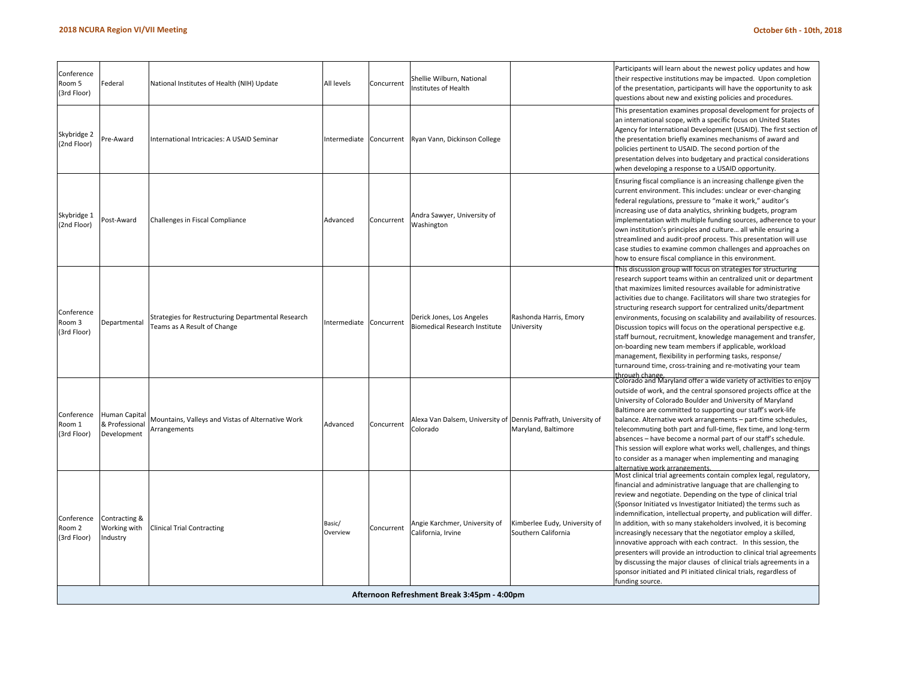| | | | | | | | |
|---|---|---|---|---|---|---|---|
| Conference Room 5 (3rd Floor) | Federal | National Institutes of Health (NIH) Update | All levels | Concurrent | Shellie Wilburn, National Institutes of Health | | Participants will learn about the newest policy updates and how their respective institutions may be impacted. Upon completion of the presentation, participants will have the opportunity to ask questions about new and existing policies and procedures. |
| Skybridge 2 (2nd Floor) | Pre-Award | International Intricacies: A USAID Seminar | Intermediate | Concurrent | Ryan Vann, Dickinson College | | This presentation examines proposal development for projects of an international scope, with a specific focus on United States Agency for International Development (USAID). The first section of the presentation briefly examines mechanisms of award and policies pertinent to USAID. The second portion of the presentation delves into budgetary and practical considerations when developing a response to a USAID opportunity. |
| Skybridge 1 (2nd Floor) | Post-Award | Challenges in Fiscal Compliance | Advanced | Concurrent | Andra Sawyer, University of Washington | | Ensuring fiscal compliance is an increasing challenge given the current environment. This includes: unclear or ever-changing federal regulations, pressure to "make it work," auditor's increasing use of data analytics, shrinking budgets, program implementation with multiple funding sources, adherence to your own institution's principles and culture… all while ensuring a streamlined and audit-proof process. This presentation will use case studies to examine common challenges and approaches on how to ensure fiscal compliance in this environment. |
| Conference Room 3 (3rd Floor) | Departmental | Strategies for Restructuring Departmental Research Teams as A Result of Change | Intermediate | Concurrent | Derick Jones, Los Angeles Biomedical Research Institute | Rashonda Harris, Emory University | This discussion group will focus on strategies for structuring research support teams within an centralized unit or department that maximizes limited resources available for administrative activities due to change. Facilitators will share two strategies for structuring research support for centralized units/department environments, focusing on scalability and availability of resources. Discussion topics will focus on the operational perspective e.g. staff burnout, recruitment, knowledge management and transfer, on-boarding new team members if applicable, workload management, flexibility in performing tasks, response/ turnaround time, cross-training and re-motivating your team through change. |
| Conference Room 1 (3rd Floor) | Human Capital & Professional Development | Mountains, Valleys and Vistas of Alternative Work Arrangements | Advanced | Concurrent | Alexa Van Dalsem, University of Colorado | Dennis Paffrath, University of Maryland, Baltimore | Colorado and Maryland offer a wide variety of activities to enjoy outside of work, and the central sponsored projects office at the University of Colorado Boulder and University of Maryland Baltimore are committed to supporting our staff's work-life balance. Alternative work arrangements – part-time schedules, telecommuting both part and full-time, flex time, and long-term absences – have become a normal part of our staff's schedule. This session will explore what works well, challenges, and things to consider as a manager when implementing and managing alternative work arrangements. |
| Conference Room 2 (3rd Floor) | Contracting & Working with Industry | Clinical Trial Contracting | Basic/ Overview | Concurrent | Angie Karchmer, University of California, Irvine | Kimberlee Eudy, University of Southern California | Most clinical trial agreements contain complex legal, regulatory, financial and administrative language that are challenging to review and negotiate. Depending on the type of clinical trial (Sponsor Initiated vs Investigator Initiated) the terms such as indemnification, intellectual property, and publication will differ. In addition, with so many stakeholders involved, it is becoming increasingly necessary that the negotiator employ a skilled, innovative approach with each contract. In this session, the presenters will provide an introduction to clinical trial agreements by discussing the major clauses of clinical trials agreements in a sponsor initiated and PI initiated clinical trials, regardless of funding source. |
| **Afternoon Refreshment Break 3:45pm - 4:00pm** | | | | | | | |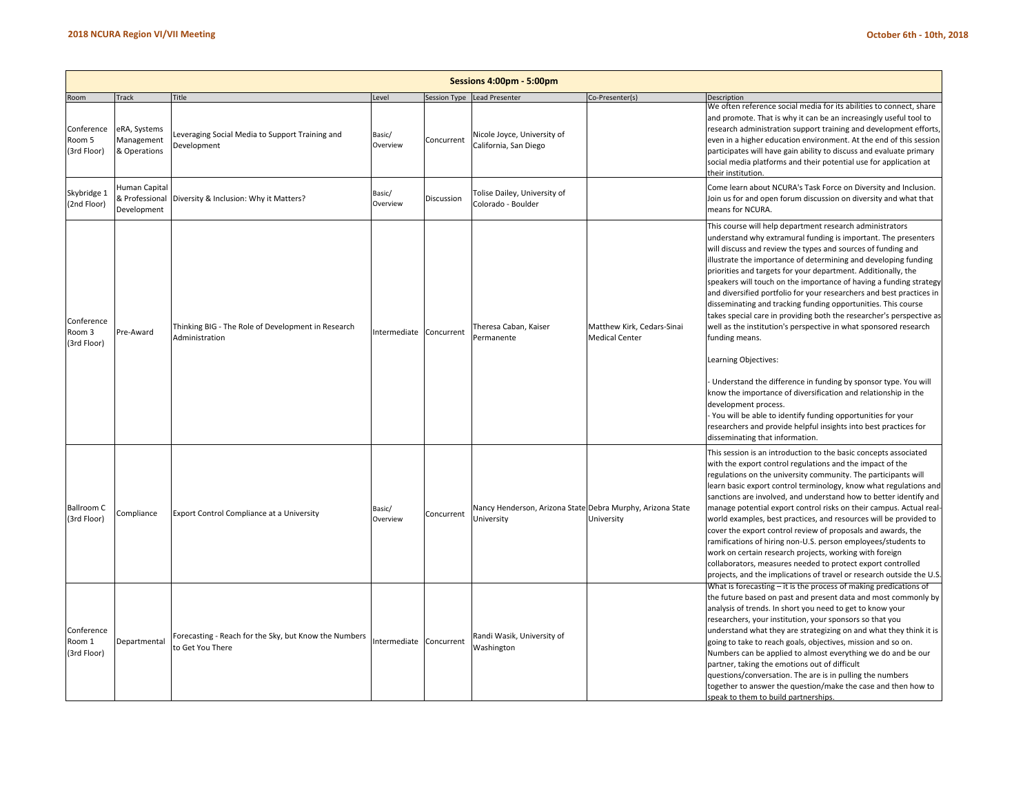| Sessions 4:00pm - 5:00pm | | | | | | | |
|---|---|---|---|---|---|---|---|
| Room | Track | Title | Level | Session Type | Lead Presenter | Co-Presenter(s) | Description |
| Conference Room 5 (3rd Floor) | eRA, Systems Management & Operations | Leveraging Social Media to Support Training and Development | Basic/ Overview | Concurrent | Nicole Joyce, University of California, San Diego | | We often reference social media for its abilities to connect, share and promote. That is why it can be an increasingly useful tool to research administration support training and development efforts, even in a higher education environment. At the end of this session participates will have gain ability to discuss and evaluate primary social media platforms and their potential use for application at their institution. |
| Skybridge 1 (2nd Floor) | Human Capital & Professional Development | Diversity & Inclusion: Why it Matters? | Basic/ Overview | Discussion | Tolise Dailey, University of Colorado - Boulder | | Come learn about NCURA's Task Force on Diversity and Inclusion. Join us for and open forum discussion on diversity and what that means for NCURA. |
| Conference Room 3 (3rd Floor) | Pre-Award | Thinking BIG - The Role of Development in Research Administration | Intermediate | Concurrent | Theresa Caban, Kaiser Permanente | Matthew Kirk, Cedars-Sinai Medical Center | This course will help department research administrators understand why extramural funding is important. The presenters will discuss and review the types and sources of funding and illustrate the importance of determining and developing funding priorities and targets for your department. Additionally, the speakers will touch on the importance of having a funding strategy and diversified portfolio for your researchers and best practices in disseminating and tracking funding opportunities. This course takes special care in providing both the researcher's perspective as well as the institution's perspective in what sponsored research funding means.<br><br>Learning Objectives:<br><br>- Understand the difference in funding by sponsor type. You will know the importance of diversification and relationship in the development process.<br>- You will be able to identify funding opportunities for your researchers and provide helpful insights into best practices for disseminating that information. |
| Ballroom C (3rd Floor) | Compliance | Export Control Compliance at a University | Basic/ Overview | Concurrent | Nancy Henderson, Arizona State University | Debra Murphy, Arizona State University | This session is an introduction to the basic concepts associated with the export control regulations and the impact of the regulations on the university community. The participants will learn basic export control terminology, know what regulations and sanctions are involved, and understand how to better identify and manage potential export control risks on their campus. Actual real-world examples, best practices, and resources will be provided to cover the export control review of proposals and awards, the ramifications of hiring non-U.S. person employees/students to work on certain research projects, working with foreign collaborators, measures needed to protect export controlled projects, and the implications of travel or research outside the U.S. |
| Conference Room 1 (3rd Floor) | Departmental | Forecasting - Reach for the Sky, but Know the Numbers to Get You There | Intermediate | Concurrent | Randi Wasik, University of Washington | | What is forecasting – it is the process of making predications of the future based on past and present data and most commonly by analysis of trends. In short you need to get to know your researchers, your institution, your sponsors so that you understand what they are strategizing on and what they think it is going to take to reach goals, objectives, mission and so on. Numbers can be applied to almost everything we do and be our partner, taking the emotions out of difficult questions/conversation. The are is in pulling the numbers together to answer the question/make the case and then how to speak to them to build partnerships. |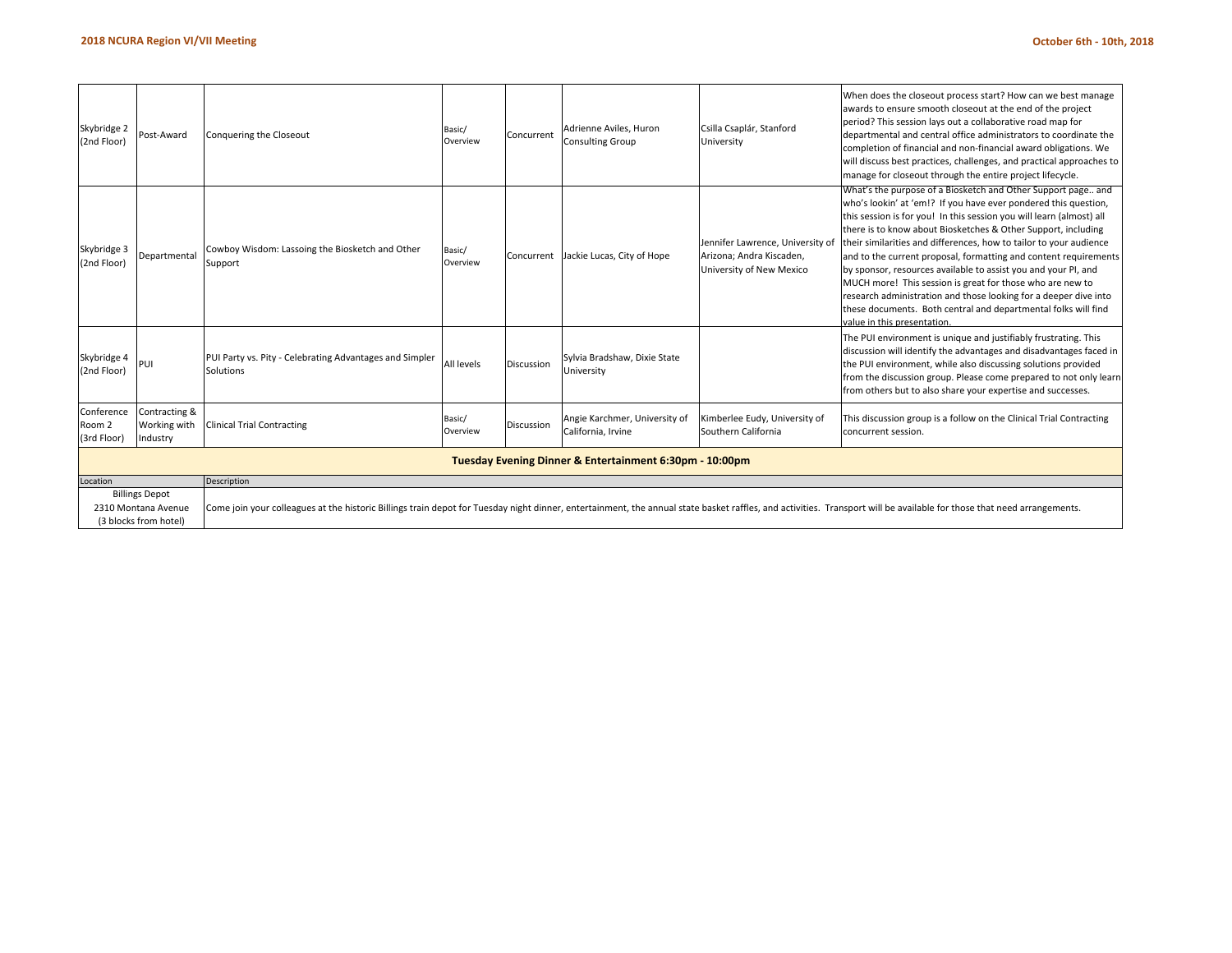| Skybridge 2 (2nd Floor) | Post-Award | Conquering the Closeout | Basic/ Overview | Concurrent | Adrienne Aviles, Huron Consulting Group | Csilla Csaplár, Stanford University | When does the closeout process start? How can we best manage awards to ensure smooth closeout at the end of the project period? This session lays out a collaborative road map for departmental and central office administrators to coordinate the completion of financial and non-financial award obligations. We will discuss best practices, challenges, and practical approaches to manage for closeout through the entire project lifecycle. |
|---|---|---|---|---|---|---|---|
| Skybridge 3 (2nd Floor) | Departmental | Cowboy Wisdom: Lassoing the Biosketch and Other Support | Basic/ Overview | Concurrent | Jackie Lucas, City of Hope | Jennifer Lawrence, University of Arizona; Andra Kiscaden, University of New Mexico | What's the purpose of a Biosketch and Other Support page.. and who's lookin' at 'em!? If you have ever pondered this question, this session is for you! In this session you will learn (almost) all there is to know about Biosketches & Other Support, including their similarities and differences, how to tailor to your audience and to the current proposal, formatting and content requirements by sponsor, resources available to assist you and your PI, and MUCH more! This session is great for those who are new to research administration and those looking for a deeper dive into these documents. Both central and departmental folks will find value in this presentation. |
| Skybridge 4 (2nd Floor) | PUI | PUI Party vs. Pity - Celebrating Advantages and Simpler Solutions | All levels | Discussion | Sylvia Bradshaw, Dixie State University | | The PUI environment is unique and justifiably frustrating. This discussion will identify the advantages and disadvantages faced in the PUI environment, while also discussing solutions provided from the discussion group. Please come prepared to not only learn from others but to also share your expertise and successes. |
| Conference Room 2 (3rd Floor) | Contracting & Working with Industry | Clinical Trial Contracting | Basic/ Overview | Discussion | Angie Karchmer, University of California, Irvine | Kimberlee Eudy, University of Southern California | This discussion group is a follow on the Clinical Trial Contracting concurrent session. |

**Tuesday Evening Dinner & Entertainment 6:30pm - 10:00pm**

| Location | Description |
|---|---|
| Billings Depot 2310 Montana Avenue (3 blocks from hotel) | Come join your colleagues at the historic Billings train depot for Tuesday night dinner, entertainment, the annual state basket raffles, and activities. Transport will be available for those that need arrangements. |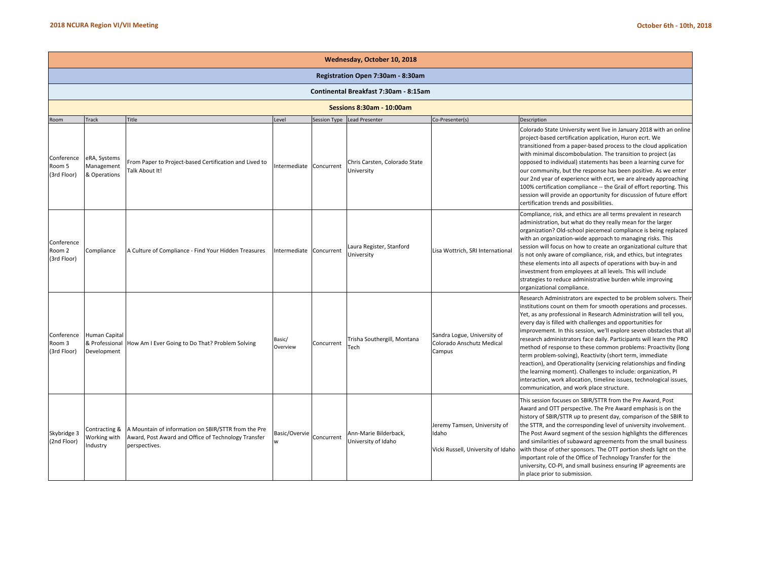| Wednesday, October 10, 2018 | | | | | | | |
|---|---|---|---|---|---|---|---|
| **Registration Open 7:30am - 8:30am** | | | | | | | |
| **Continental Breakfast 7:30am - 8:15am** | | | | | | | |
| **Sessions 8:30am - 10:00am** | | | | | | | |
| Room | Track | Title | Level | Session Type | Lead Presenter | Co-Presenter(s) | Description |
| Conference Room 5 (3rd Floor) | eRA, Systems Management & Operations | From Paper to Project-based Certification and Lived to Talk About It! | Intermediate | Concurrent | Chris Carsten, Colorado State University | | Colorado State University went live in January 2018 with an online project-based certification application, Huron ecrt. We transitioned from a paper-based process to the cloud application with minimal discombobulation. The transition to project (as opposed to individual) statements has been a learning curve for our community, but the response has been positive. As we enter our 2nd year of experience with ecrt, we are already approaching 100% certification compliance -- the Grail of effort reporting. This session will provide an opportunity for discussion of future effort certification trends and possibilities. |
| Conference Room 2 (3rd Floor) | Compliance | A Culture of Compliance - Find Your Hidden Treasures | Intermediate | Concurrent | Laura Register, Stanford University | Lisa Wottrich, SRI International | Compliance, risk, and ethics are all terms prevalent in research administration, but what do they really mean for the larger organization? Old-school piecemeal compliance is being replaced with an organization-wide approach to managing risks. This session will focus on how to create an organizational culture that is not only aware of compliance, risk, and ethics, but integrates these elements into all aspects of operations with buy-in and investment from employees at all levels. This will include strategies to reduce administrative burden while improving organizational compliance. |
| Conference Room 3 (3rd Floor) | Human Capital & Professional Development | How Am I Ever Going to Do That? Problem Solving | Basic/ Overview | Concurrent | Trisha Southergill, Montana Tech | Sandra Logue, University of Colorado Anschutz Medical Campus | Research Administrators are expected to be problem solvers. Their institutions count on them for smooth operations and processes. Yet, as any professional in Research Administration will tell you, every day is filled with challenges and opportunities for improvement. In this session, we'll explore seven obstacles that all research administrators face daily. Participants will learn the PRO method of response to these common problems: Proactivity (long term problem-solving), Reactivity (short term, immediate reaction), and Operationality (servicing relationships and finding the learning moment). Challenges to include: organization, PI interaction, work allocation, timeline issues, technological issues, communication, and work place structure. |
| Skybridge 3 (2nd Floor) | Contracting & Working with Industry | A Mountain of information on SBIR/STTR from the Pre Award, Post Award and Office of Technology Transfer perspectives. | Basic/Overview | Concurrent | Ann-Marie Bilderback, University of Idaho | Jeremy Tamsen, University of Idaho<br><br>Vicki Russell, University of Idaho | This session focuses on SBIR/STTR from the Pre Award, Post Award and OTT perspective. The Pre Award emphasis is on the history of SBIR/STTR up to present day, comparison of the SBIR to the STTR, and the corresponding level of university involvement. The Post Award segment of the session highlights the differences and similarities of subaward agreements from the small business with those of other sponsors. The OTT portion sheds light on the important role of the Office of Technology Transfer for the university, CO-PI, and small business ensuring IP agreements are in place prior to submission. |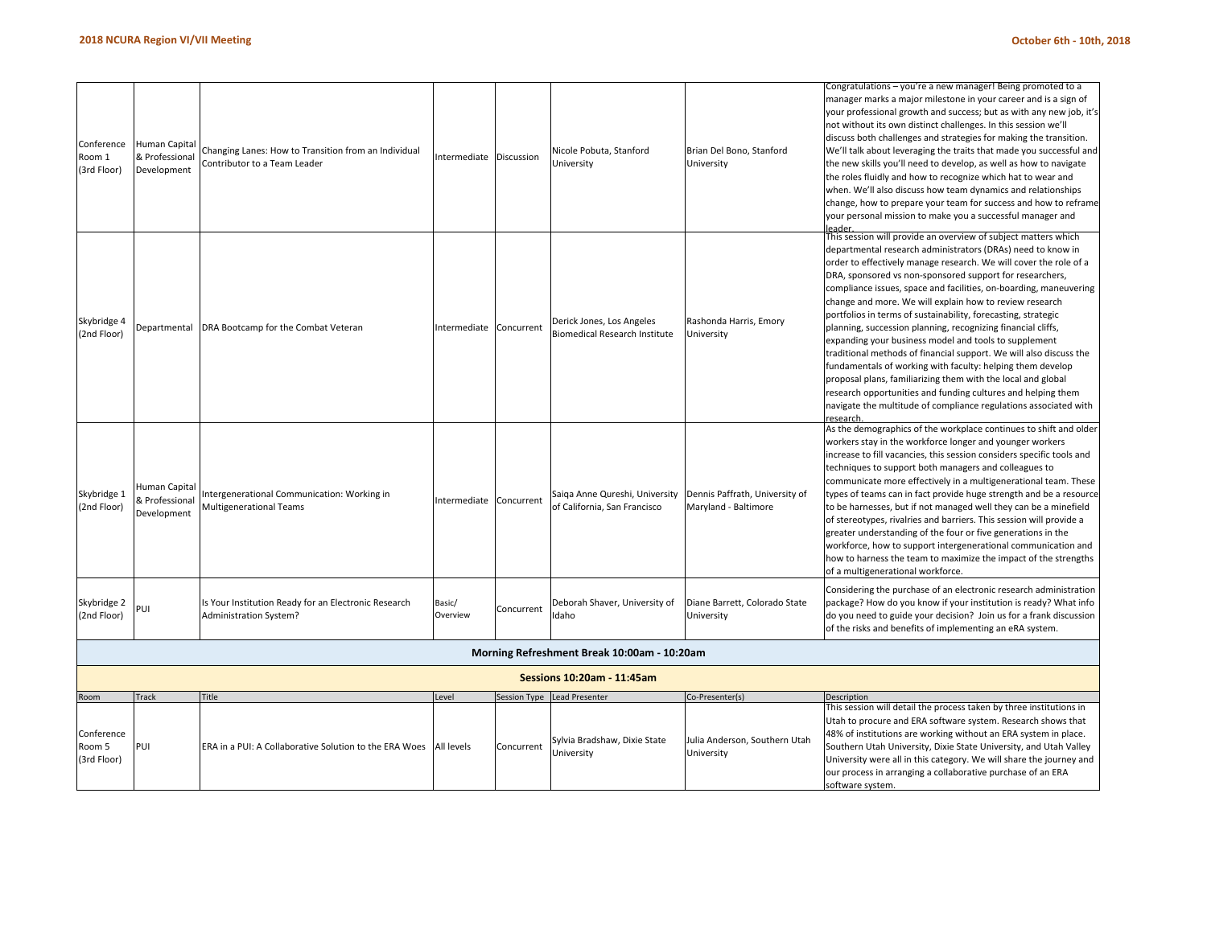| Room | Track | Title | Level | Session Type | Lead Presenter | Co-Presenter(s) | Description |
|---|---|---|---|---|---|---|---|
| Conference Room 1 (3rd Floor) | Human Capital & Professional Development | Changing Lanes: How to Transition from an Individual Contributor to a Team Leader | Intermediate | Discussion | Nicole Pobuta, Stanford University | Brian Del Bono, Stanford University | Congratulations – you're a new manager! Being promoted to a manager marks a major milestone in your career and is a sign of your professional growth and success; but as with any new job, it's not without its own distinct challenges. In this session we'll discuss both challenges and strategies for making the transition. We'll talk about leveraging the traits that made you successful and the new skills you'll need to develop, as well as how to navigate the roles fluidly and how to recognize which hat to wear and when. We'll also discuss how team dynamics and relationships change, how to prepare your team for success and how to reframe your personal mission to make you a successful manager and leader. |
| Skybridge 4 (2nd Floor) | Departmental | DRA Bootcamp for the Combat Veteran | Intermediate | Concurrent | Derick Jones, Los Angeles Biomedical Research Institute | Rashonda Harris, Emory University | This session will provide an overview of subject matters which departmental research administrators (DRAs) need to know in order to effectively manage research. We will cover the role of a DRA, sponsored vs non-sponsored support for researchers, compliance issues, space and facilities, on-boarding, maneuvering change and more. We will explain how to review research portfolios in terms of sustainability, forecasting, strategic planning, succession planning, recognizing financial cliffs, expanding your business model and tools to supplement traditional methods of financial support. We will also discuss the fundamentals of working with faculty: helping them develop proposal plans, familiarizing them with the local and global research opportunities and funding cultures and helping them navigate the multitude of compliance regulations associated with research. |
| Skybridge 1 (2nd Floor) | Human Capital & Professional Development | Intergenerational Communication: Working in Multigenerational Teams | Intermediate | Concurrent | Saiqa Anne Qureshi, University of California, San Francisco | Dennis Paffrath, University of Maryland - Baltimore | As the demographics of the workplace continues to shift and older workers stay in the workforce longer and younger workers increase to fill vacancies, this session considers specific tools and techniques to support both managers and colleagues to communicate more effectively in a multigenerational team. These types of teams can in fact provide huge strength and be a resource to be harnesses, but if not managed well they can be a minefield of stereotypes, rivalries and barriers. This session will provide a greater understanding of the four or five generations in the workforce, how to support intergenerational communication and how to harness the team to maximize the impact of the strengths of a multigenerational workforce. |
| Skybridge 2 (2nd Floor) | PUI | Is Your Institution Ready for an Electronic Research Administration System? | Basic/ Overview | Concurrent | Deborah Shaver, University of Idaho | Diane Barrett, Colorado State University | Considering the purchase of an electronic research administration package? How do you know if your institution is ready? What info do you need to guide your decision? Join us for a frank discussion of the risks and benefits of implementing an eRA system. |

**Morning Refreshment Break 10:00am - 10:20am**

**Sessions 10:20am - 11:45am**

| Room | Track | Title | Level | Session Type | Lead Presenter | Co-Presenter(s) | Description |
|---|---|---|---|---|---|---|---|
| Conference Room 5 (3rd Floor) | PUI | ERA in a PUI: A Collaborative Solution to the ERA Woes | All levels | Concurrent | Sylvia Bradshaw, Dixie State University | Julia Anderson, Southern Utah University | This session will detail the process taken by three institutions in Utah to procure and ERA software system. Research shows that 48% of institutions are working without an ERA system in place. Southern Utah University, Dixie State University, and Utah Valley University were all in this category. We will share the journey and our process in arranging a collaborative purchase of an ERA software system. |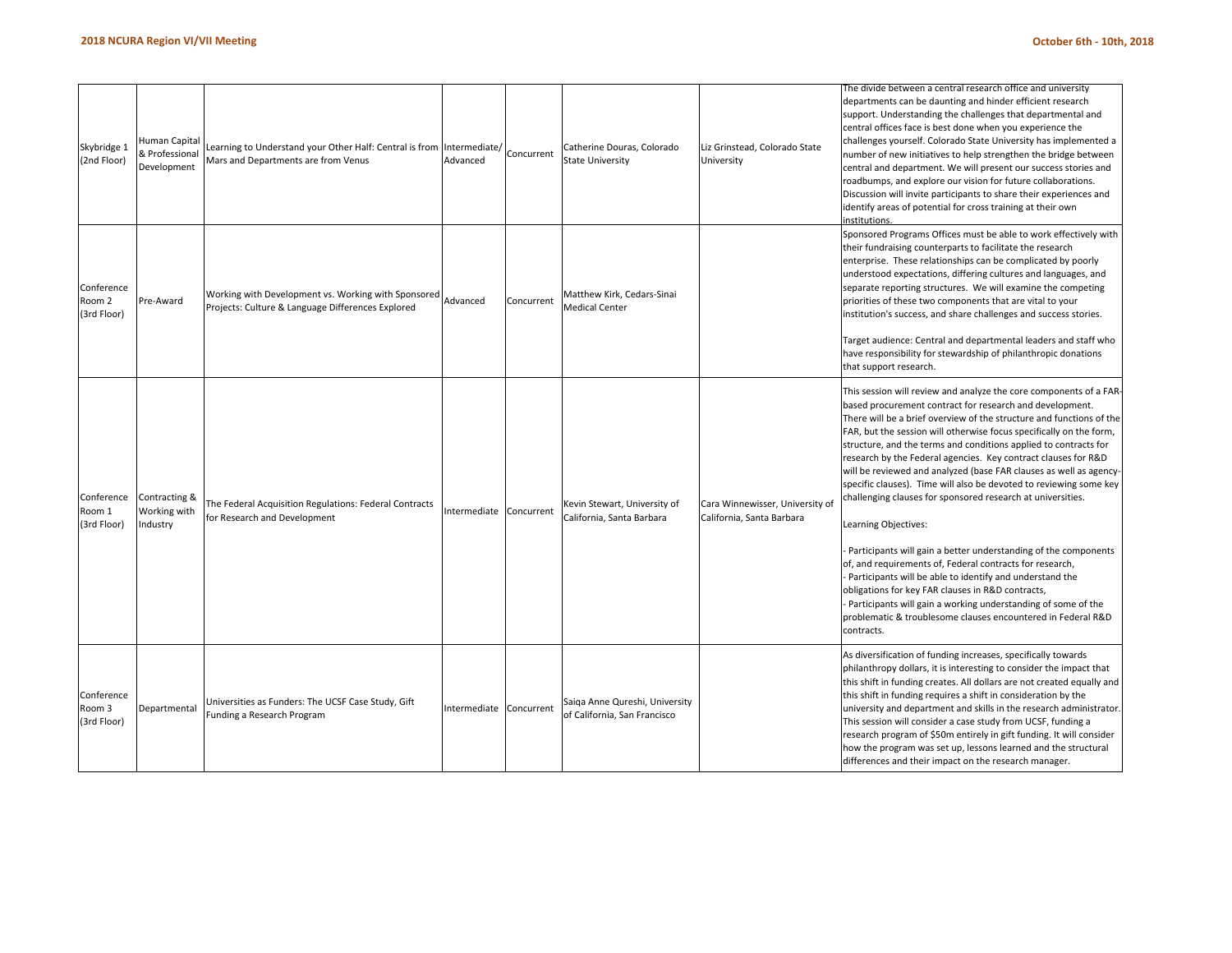| | | | | | | | |
|---|---|---|---|---|---|---|---|
| Skybridge 1 (2nd Floor) | Human Capital & Professional Development | Learning to Understand your Other Half: Central is from Mars and Departments are from Venus | Intermediate/ Advanced | Concurrent | Catherine Douras, Colorado State University | Liz Grinstead, Colorado State University | The divide between a central research office and university departments can be daunting and hinder efficient research support. Understanding the challenges that departmental and central offices face is best done when you experience the challenges yourself. Colorado State University has implemented a number of new initiatives to help strengthen the bridge between central and department. We will present our success stories and roadbumps, and explore our vision for future collaborations. Discussion will invite participants to share their experiences and identify areas of potential for cross training at their own institutions. |
| Conference Room 2 (3rd Floor) | Pre-Award | Working with Development vs. Working with Sponsored Projects: Culture & Language Differences Explored | Advanced | Concurrent | Matthew Kirk, Cedars-Sinai Medical Center | | Sponsored Programs Offices must be able to work effectively with their fundraising counterparts to facilitate the research enterprise. These relationships can be complicated by poorly understood expectations, differing cultures and languages, and separate reporting structures. We will examine the competing priorities of these two components that are vital to your institution's success, and share challenges and success stories.<br><br>Target audience: Central and departmental leaders and staff who have responsibility for stewardship of philanthropic donations that support research. |
| Conference Room 1 (3rd Floor) | Contracting & Working with Industry | The Federal Acquisition Regulations: Federal Contracts for Research and Development | Intermediate | Concurrent | Kevin Stewart, University of California, Santa Barbara | Cara Winnewisser, University of California, Santa Barbara | This session will review and analyze the core components of a FAR-based procurement contract for research and development. There will be a brief overview of the structure and functions of the FAR, but the session will otherwise focus specifically on the form, structure, and the terms and conditions applied to contracts for research by the Federal agencies. Key contract clauses for R&D will be reviewed and analyzed (base FAR clauses as well as agency-specific clauses). Time will also be devoted to reviewing some key challenging clauses for sponsored research at universities.<br><br>Learning Objectives:<br><br>- Participants will gain a better understanding of the components of, and requirements of, Federal contracts for research,<br>- Participants will be able to identify and understand the obligations for key FAR clauses in R&D contracts,<br>- Participants will gain a working understanding of some of the problematic & troublesome clauses encountered in Federal R&D contracts. |
| Conference Room 3 (3rd Floor) | Departmental | Universities as Funders: The UCSF Case Study, Gift Funding a Research Program | Intermediate | Concurrent | Saiqa Anne Qureshi, University of California, San Francisco | | As diversification of funding increases, specifically towards philanthropy dollars, it is interesting to consider the impact that this shift in funding creates. All dollars are not created equally and this shift in funding requires a shift in consideration by the university and department and skills in the research administrator. This session will consider a case study from UCSF, funding a research program of $50m entirely in gift funding. It will consider how the program was set up, lessons learned and the structural differences and their impact on the research manager. |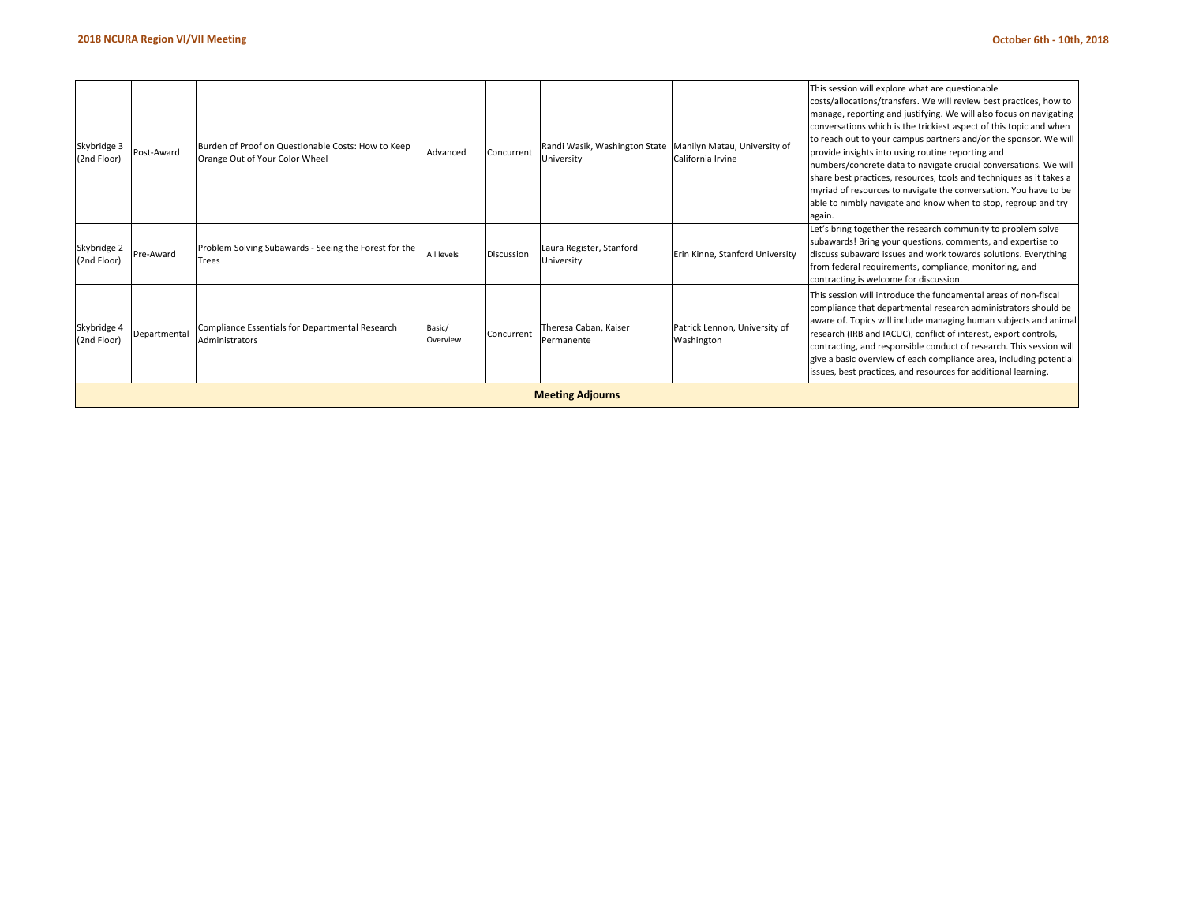| Skybridge 3 (2nd Floor) | Post-Award | Burden of Proof on Questionable Costs: How to Keep Orange Out of Your Color Wheel | Advanced | Concurrent | Randi Wasik, Washington State University | Manilyn Matau, University of California Irvine | This session will explore what are questionable costs/allocations/transfers. We will review best practices, how to manage, reporting and justifying. We will also focus on navigating conversations which is the trickiest aspect of this topic and when to reach out to your campus partners and/or the sponsor. We will provide insights into using routine reporting and numbers/concrete data to navigate crucial conversations. We will share best practices, resources, tools and techniques as it takes a myriad of resources to navigate the conversation. You have to be able to nimbly navigate and know when to stop, regroup and try again. |
|---|---|---|---|---|---|---|---|
| Skybridge 2 (2nd Floor) | Pre-Award | Problem Solving Subawards - Seeing the Forest for the Trees | All levels | Discussion | Laura Register, Stanford University | Erin Kinne, Stanford University | Let's bring together the research community to problem solve subawards! Bring your questions, comments, and expertise to discuss subaward issues and work towards solutions. Everything from federal requirements, compliance, monitoring, and contracting is welcome for discussion. |
| Skybridge 4 (2nd Floor) | Departmental | Compliance Essentials for Departmental Research Administrators | Basic/ Overview | Concurrent | Theresa Caban, Kaiser Permanente | Patrick Lennon, University of Washington | This session will introduce the fundamental areas of non-fiscal compliance that departmental research administrators should be aware of. Topics will include managing human subjects and animal research (IRB and IACUC), conflict of interest, export controls, contracting, and responsible conduct of research. This session will give a basic overview of each compliance area, including potential issues, best practices, and resources for additional learning. |
| **Meeting Adjourns** | | | | | | | |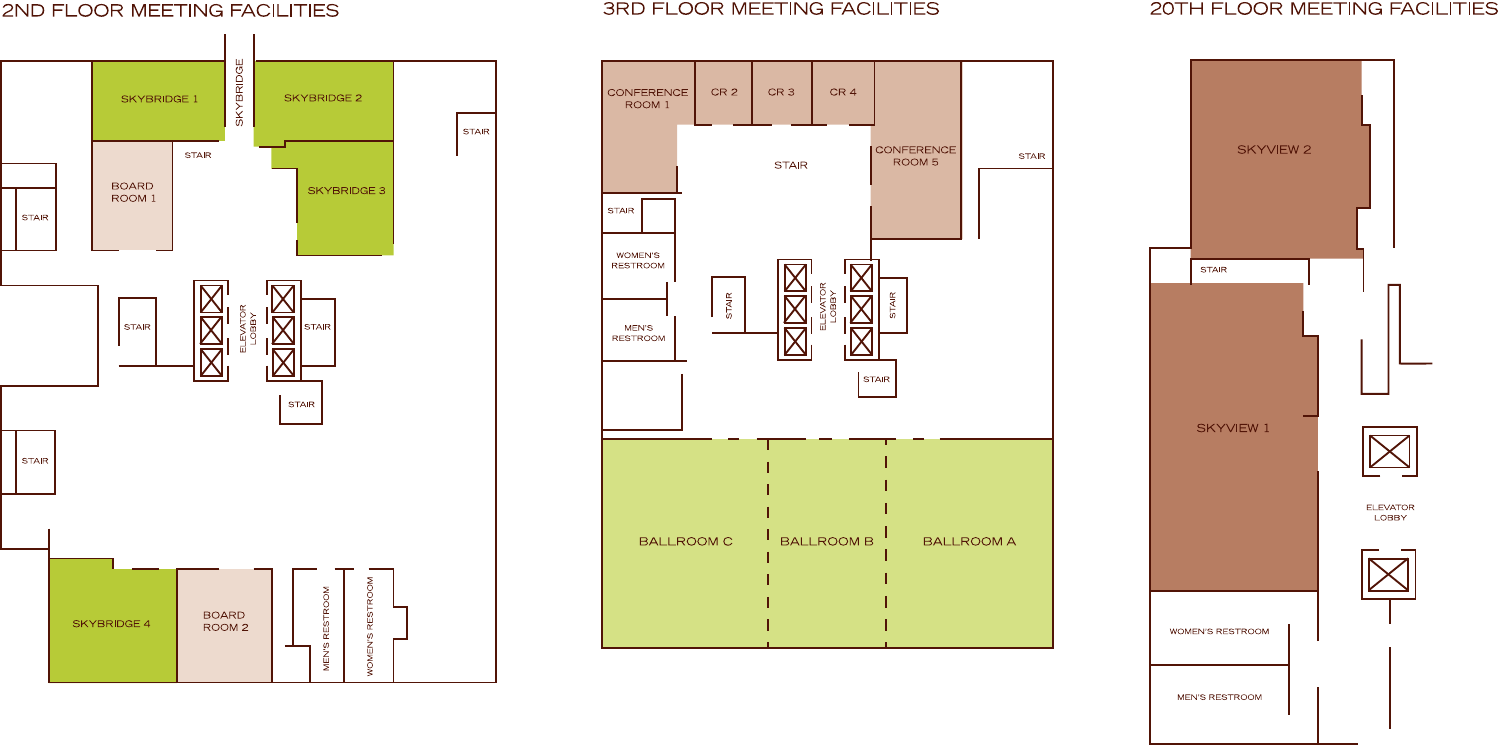## 2ND FLOOR MEETING FACILITIES

SKYBRIDGE 1
SKYBRIDGE
SKYBRIDGE 2
STAIR
STAIR
BOARD ROOM 1
SKYBRIDGE 3
STAIR
STAIR
ELEVATOR LOBBY
STAIR
STAIR
STAIR
SKYBRIDGE 4
BOARD ROOM 2
MEN'S RESTROOM
WOMEN'S RESTROOM

## 3RD FLOOR MEETING FACILITIES

CONFERENCE ROOM 1
CR 2
CR 3
CR 4
CONFERENCE ROOM 5
STAIR
STAIR
STAIR
WOMEN'S RESTROOM
MEN'S RESTROOM
STAIR
ELEVATOR LOBBY
STAIR
STAIR
BALLROOM C
BALLROOM B
BALLROOM A

## 20TH FLOOR MEETING FACILITIES

SKYVIEW 2
STAIR
SKYVIEW 1
ELEVATOR LOBBY
WOMEN'S RESTROOM
MEN'S RESTROOM